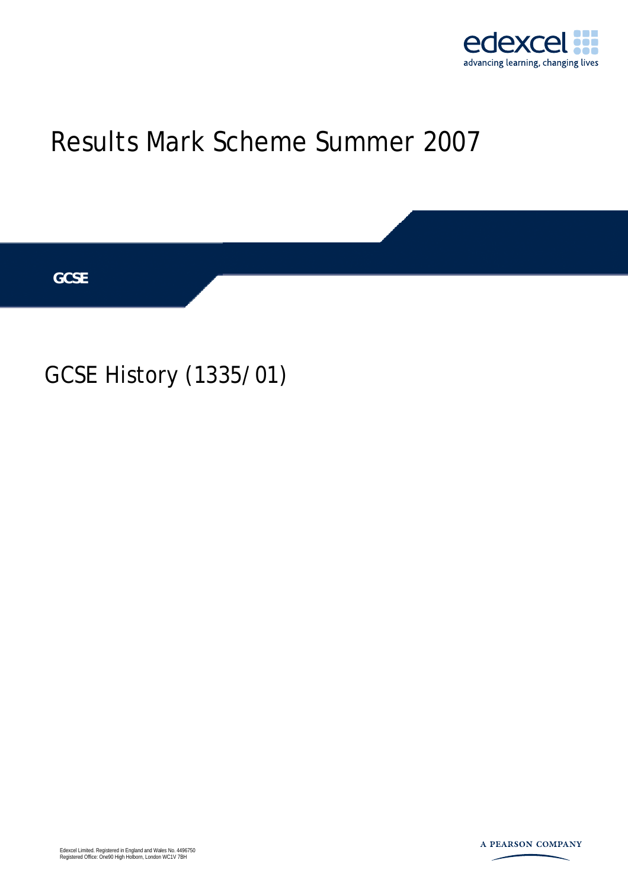edexcel
advancing learning, changing lives

# Results Mark Scheme Summer 2007

**GCSE**

## GCSE History (1335/01)

Edexcel Limited. Registered in England and Wales No. 4496750
Registered Office: One90 High Holborn, London WC1V 7BH

A PEARSON COMPANY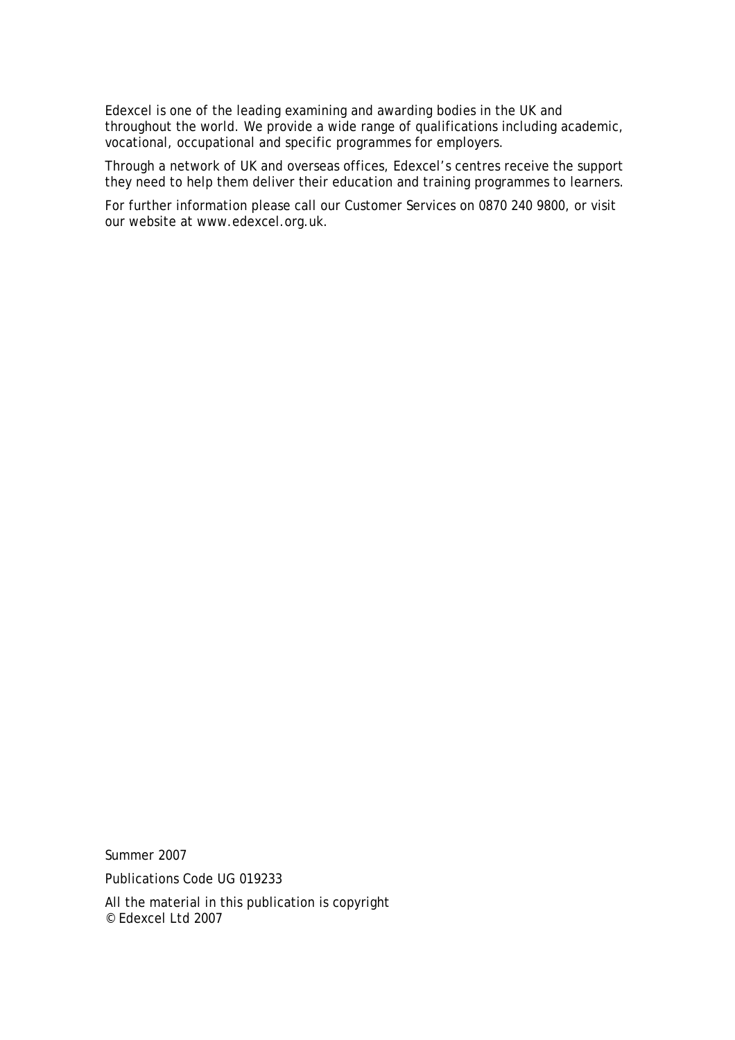Edexcel is one of the leading examining and awarding bodies in the UK and throughout the world. We provide a wide range of qualifications including academic, vocational, occupational and specific programmes for employers.

Through a network of UK and overseas offices, Edexcel's centres receive the support they need to help them deliver their education and training programmes to learners.

For further information please call our Customer Services on 0870 240 9800, or visit our website at www.edexcel.org.uk.

Summer 2007

Publications Code UG 019233

All the material in this publication is copyright
© Edexcel Ltd 2007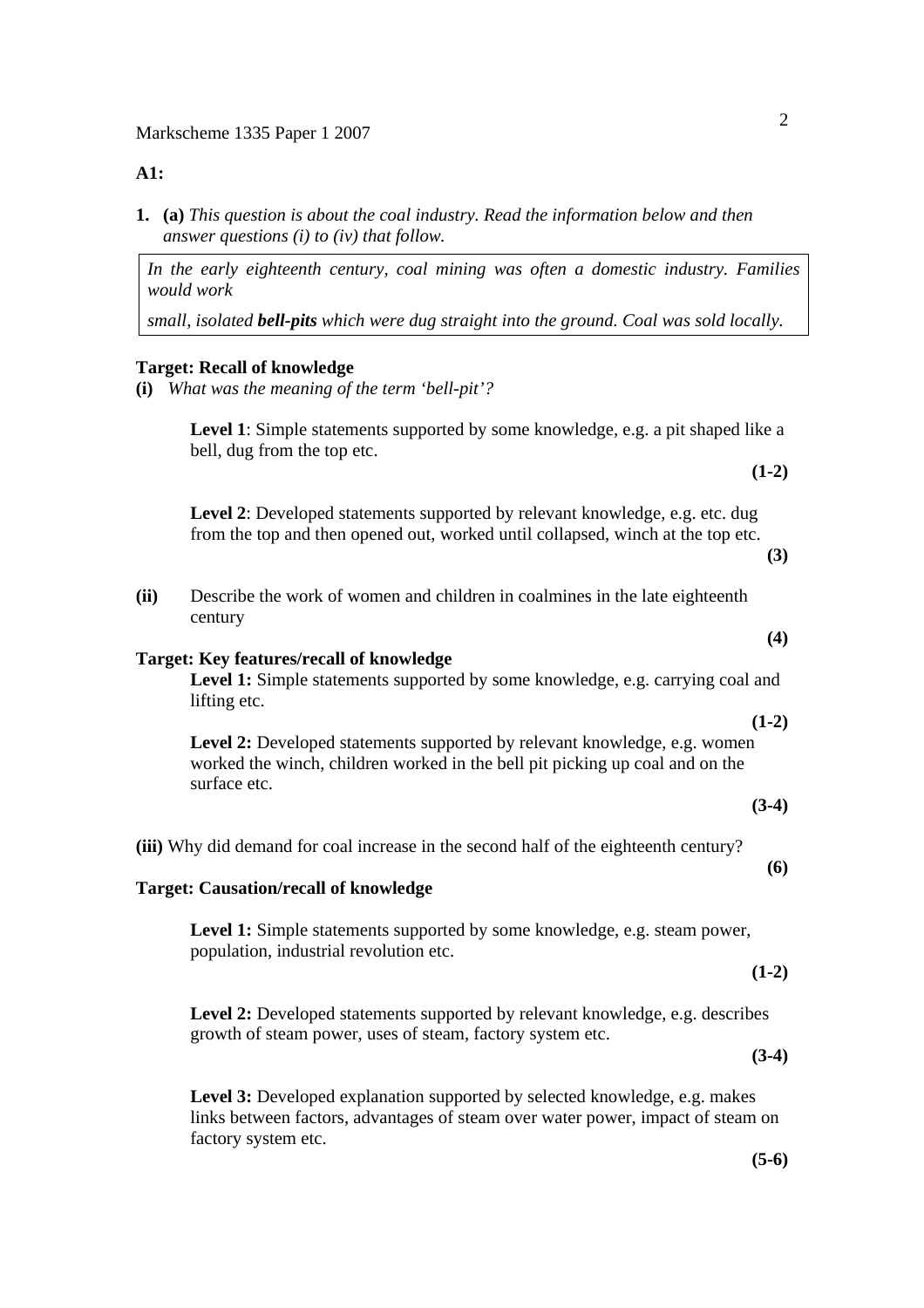Markscheme 1335 Paper 1 2007

**A1:**

**1. (a)** *This question is about the coal industry. Read the information below and then answer questions (i) to (iv) that follow.*

> *In the early eighteenth century, coal mining was often a domestic industry. Families would work*
>
> *small, isolated **bell-pits** which were dug straight into the ground. Coal was sold locally.*

**Target: Recall of knowledge**

**(i)** *What was the meaning of the term 'bell-pit'?*

**Level 1**: Simple statements supported by some knowledge, e.g. a pit shaped like a bell, dug from the top etc. **(1-2)**

**Level 2**: Developed statements supported by relevant knowledge, e.g. etc. dug from the top and then opened out, worked until collapsed, winch at the top etc. **(3)**

**(ii)** Describe the work of women and children in coalmines in the late eighteenth century **(4)**

**Target: Key features/recall of knowledge**

**Level 1:** Simple statements supported by some knowledge, e.g. carrying coal and lifting etc. **(1-2)**

**Level 2:** Developed statements supported by relevant knowledge, e.g. women worked the winch, children worked in the bell pit picking up coal and on the surface etc. **(3-4)**

**(iii)** Why did demand for coal increase in the second half of the eighteenth century? **(6)**

**Target: Causation/recall of knowledge**

**Level 1:** Simple statements supported by some knowledge, e.g. steam power, population, industrial revolution etc. **(1-2)**

**Level 2:** Developed statements supported by relevant knowledge, e.g. describes growth of steam power, uses of steam, factory system etc. **(3-4)**

**Level 3:** Developed explanation supported by selected knowledge, e.g. makes links between factors, advantages of steam over water power, impact of steam on factory system etc. **(5-6)**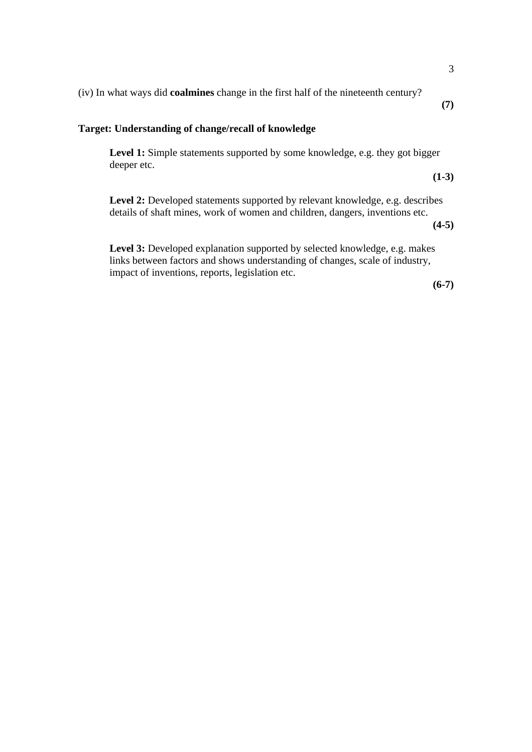(iv) In what ways did **coalmines** change in the first half of the nineteenth century? **(7)**

**Target: Understanding of change/recall of knowledge**

**Level 1:** Simple statements supported by some knowledge, e.g. they got bigger deeper etc. **(1-3)**

**Level 2:** Developed statements supported by relevant knowledge, e.g. describes details of shaft mines, work of women and children, dangers, inventions etc. **(4-5)**

**Level 3:** Developed explanation supported by selected knowledge, e.g. makes links between factors and shows understanding of changes, scale of industry, impact of inventions, reports, legislation etc. **(6-7)**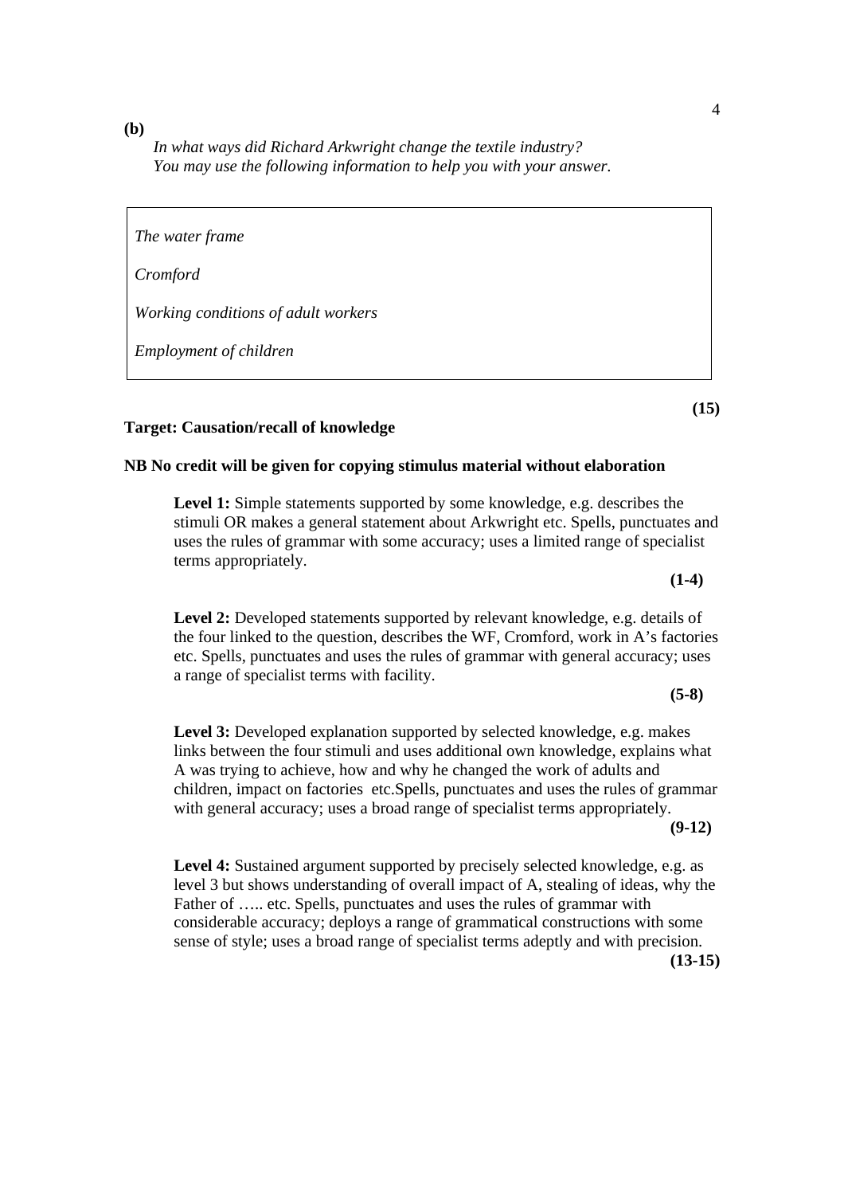**(b)**

*In what ways did Richard Arkwright change the textile industry?*
*You may use the following information to help you with your answer.*

| |
|---|
| *The water frame* |
| *Cromford* |
| *Working conditions of adult workers* |
| *Employment of children* |

**(15)**

**Target: Causation/recall of knowledge**

**NB No credit will be given for copying stimulus material without elaboration**

**Level 1:** Simple statements supported by some knowledge, e.g. describes the stimuli OR makes a general statement about Arkwright etc. Spells, punctuates and uses the rules of grammar with some accuracy; uses a limited range of specialist terms appropriately.

**(1-4)**

**Level 2:** Developed statements supported by relevant knowledge, e.g. details of the four linked to the question, describes the WF, Cromford, work in A's factories etc. Spells, punctuates and uses the rules of grammar with general accuracy; uses a range of specialist terms with facility.

**(5-8)**

**Level 3:** Developed explanation supported by selected knowledge, e.g. makes links between the four stimuli and uses additional own knowledge, explains what A was trying to achieve, how and why he changed the work of adults and children, impact on factories etc.Spells, punctuates and uses the rules of grammar with general accuracy; uses a broad range of specialist terms appropriately.

**(9-12)**

**Level 4:** Sustained argument supported by precisely selected knowledge, e.g. as level 3 but shows understanding of overall impact of A, stealing of ideas, why the Father of ….. etc. Spells, punctuates and uses the rules of grammar with considerable accuracy; deploys a range of grammatical constructions with some sense of style; uses a broad range of specialist terms adeptly and with precision.

**(13-15)**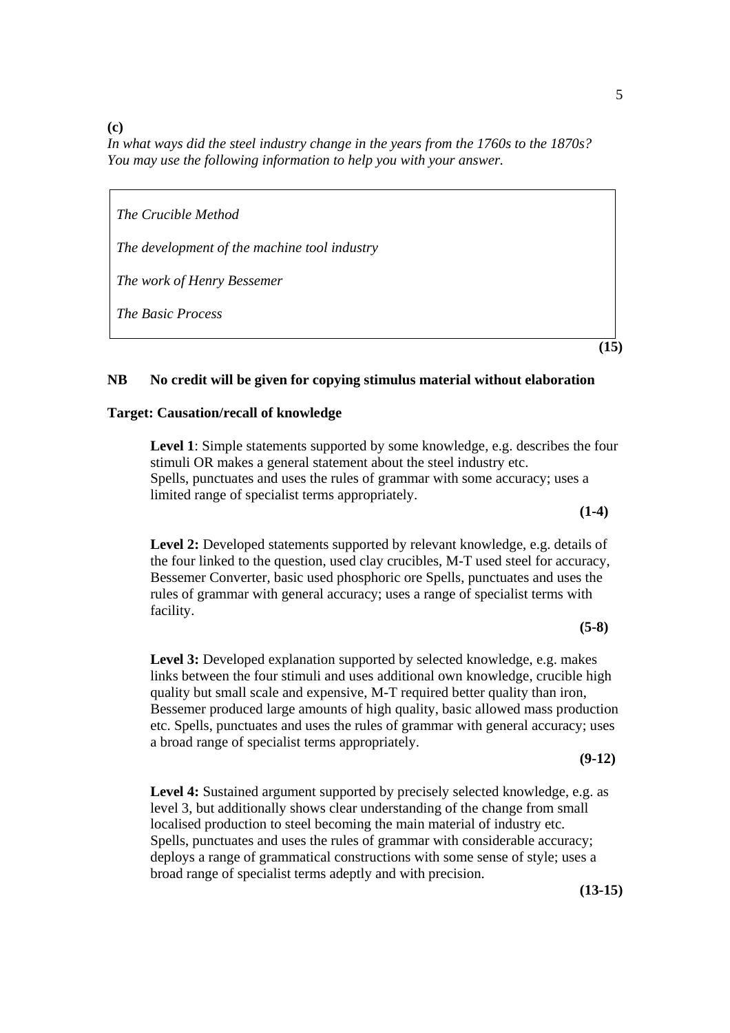**(c)**

*In what ways did the steel industry change in the years from the 1760s to the 1870s? You may use the following information to help you with your answer.*

> *The Crucible Method*
>
> *The development of the machine tool industry*
>
> *The work of Henry Bessemer*
>
> *The Basic Process*

**(15)**

**NB No credit will be given for copying stimulus material without elaboration**

**Target: Causation/recall of knowledge**

**Level 1**: Simple statements supported by some knowledge, e.g. describes the four stimuli OR makes a general statement about the steel industry etc. Spells, punctuates and uses the rules of grammar with some accuracy; uses a limited range of specialist terms appropriately.

**(1-4)**

**Level 2:** Developed statements supported by relevant knowledge, e.g. details of the four linked to the question, used clay crucibles, M-T used steel for accuracy, Bessemer Converter, basic used phosphoric ore Spells, punctuates and uses the rules of grammar with general accuracy; uses a range of specialist terms with facility.

**(5-8)**

**Level 3:** Developed explanation supported by selected knowledge, e.g. makes links between the four stimuli and uses additional own knowledge, crucible high quality but small scale and expensive, M-T required better quality than iron, Bessemer produced large amounts of high quality, basic allowed mass production etc. Spells, punctuates and uses the rules of grammar with general accuracy; uses a broad range of specialist terms appropriately.

**(9-12)**

**Level 4:** Sustained argument supported by precisely selected knowledge, e.g. as level 3, but additionally shows clear understanding of the change from small localised production to steel becoming the main material of industry etc. Spells, punctuates and uses the rules of grammar with considerable accuracy; deploys a range of grammatical constructions with some sense of style; uses a broad range of specialist terms adeptly and with precision.

**(13-15)**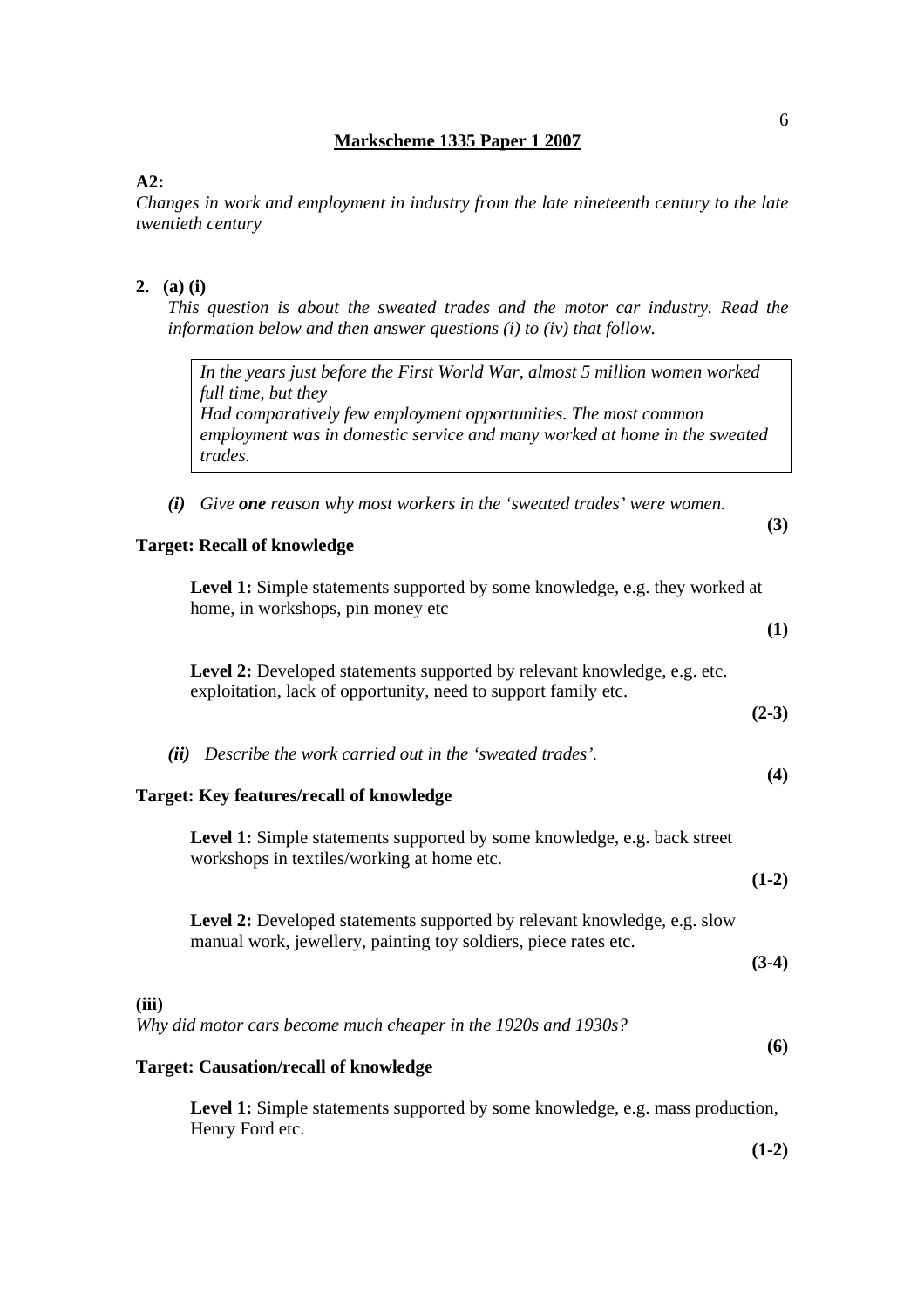**Markscheme 1335 Paper 1 2007**

**A2:**

*Changes in work and employment in industry from the late nineteenth century to the late twentieth century*

**2. (a) (i)**

*This question is about the sweated trades and the motor car industry. Read the information below and then answer questions (i) to (iv) that follow.*

| *In the years just before the First World War, almost 5 million women worked full time, but they Had comparatively few employment opportunities. The most common employment was in domestic service and many worked at home in the sweated trades.* |
|---|

***(i)*** *Give **one** reason why most workers in the 'sweated trades' were women.* **(3)**

**Target: Recall of knowledge**

**Level 1:** Simple statements supported by some knowledge, e.g. they worked at home, in workshops, pin money etc **(1)**

**Level 2:** Developed statements supported by relevant knowledge, e.g. etc. exploitation, lack of opportunity, need to support family etc. **(2-3)**

***(ii)*** *Describe the work carried out in the 'sweated trades'.* **(4)**

**Target: Key features/recall of knowledge**

**Level 1:** Simple statements supported by some knowledge, e.g. back street workshops in textiles/working at home etc. **(1-2)**

**Level 2:** Developed statements supported by relevant knowledge, e.g. slow manual work, jewellery, painting toy soldiers, piece rates etc. **(3-4)**

**(iii)**

*Why did motor cars become much cheaper in the 1920s and 1930s?* **(6)**

**Target: Causation/recall of knowledge**

**Level 1:** Simple statements supported by some knowledge, e.g. mass production, Henry Ford etc. **(1-2)**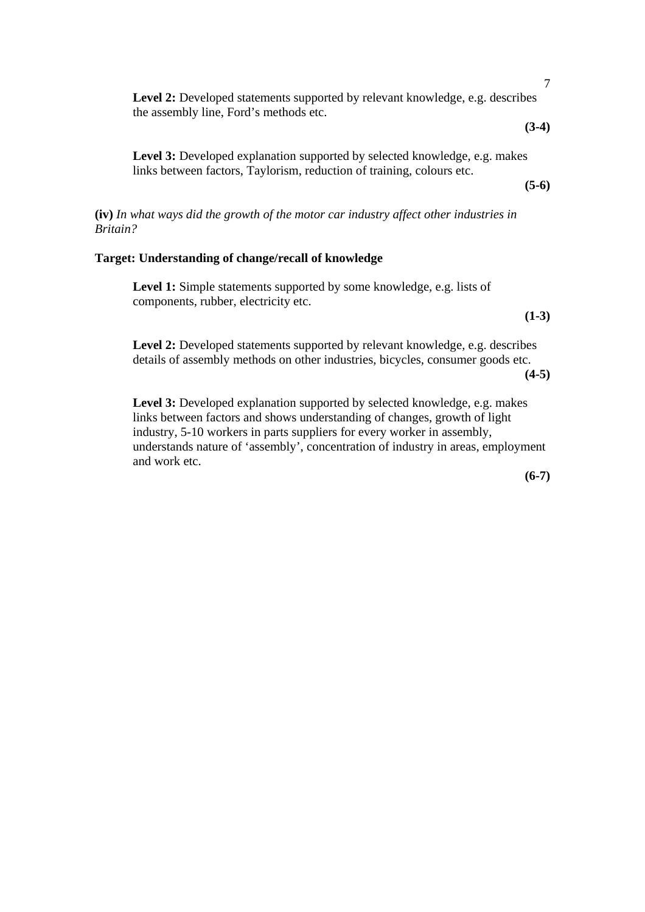**Level 2:** Developed statements supported by relevant knowledge, e.g. describes the assembly line, Ford's methods etc.

**(3-4)**

**Level 3:** Developed explanation supported by selected knowledge, e.g. makes links between factors, Taylorism, reduction of training, colours etc.

**(5-6)**

**(iv)** *In what ways did the growth of the motor car industry affect other industries in Britain?*

**Target: Understanding of change/recall of knowledge**

**Level 1:** Simple statements supported by some knowledge, e.g. lists of components, rubber, electricity etc.

**(1-3)**

**Level 2:** Developed statements supported by relevant knowledge, e.g. describes details of assembly methods on other industries, bicycles, consumer goods etc.

**(4-5)**

**Level 3:** Developed explanation supported by selected knowledge, e.g. makes links between factors and shows understanding of changes, growth of light industry, 5-10 workers in parts suppliers for every worker in assembly, understands nature of 'assembly', concentration of industry in areas, employment and work etc.

**(6-7)**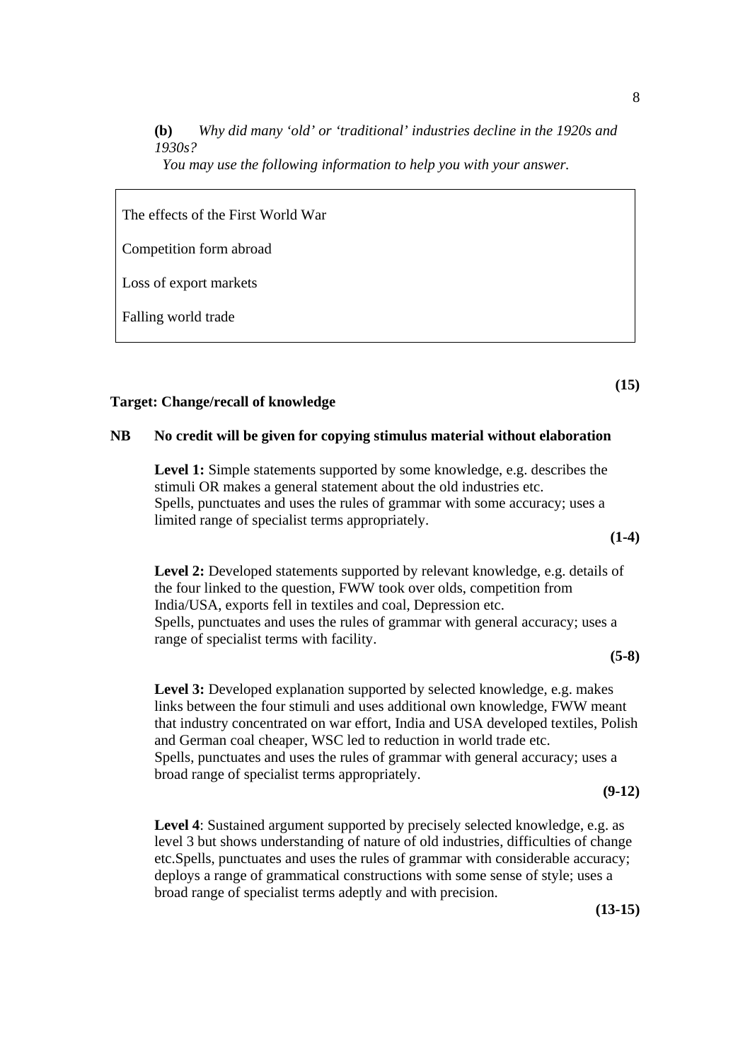**(b)** *Why did many 'old' or 'traditional' industries decline in the 1920s and 1930s?*

*You may use the following information to help you with your answer.*

| |
|---|
| The effects of the First World War |
| Competition form abroad |
| Loss of export markets |
| Falling world trade |

**(15)**

**Target: Change/recall of knowledge**

**NB No credit will be given for copying stimulus material without elaboration**

**Level 1:** Simple statements supported by some knowledge, e.g. describes the stimuli OR makes a general statement about the old industries etc.
Spells, punctuates and uses the rules of grammar with some accuracy; uses a limited range of specialist terms appropriately.

**(1-4)**

**Level 2:** Developed statements supported by relevant knowledge, e.g. details of the four linked to the question, FWW took over olds, competition from India/USA, exports fell in textiles and coal, Depression etc.
Spells, punctuates and uses the rules of grammar with general accuracy; uses a range of specialist terms with facility.

**(5-8)**

**Level 3:** Developed explanation supported by selected knowledge, e.g. makes links between the four stimuli and uses additional own knowledge, FWW meant that industry concentrated on war effort, India and USA developed textiles, Polish and German coal cheaper, WSC led to reduction in world trade etc.
Spells, punctuates and uses the rules of grammar with general accuracy; uses a broad range of specialist terms appropriately.

**(9-12)**

**Level 4**: Sustained argument supported by precisely selected knowledge, e.g. as level 3 but shows understanding of nature of old industries, difficulties of change etc.Spells, punctuates and uses the rules of grammar with considerable accuracy; deploys a range of grammatical constructions with some sense of style; uses a broad range of specialist terms adeptly and with precision.

**(13-15)**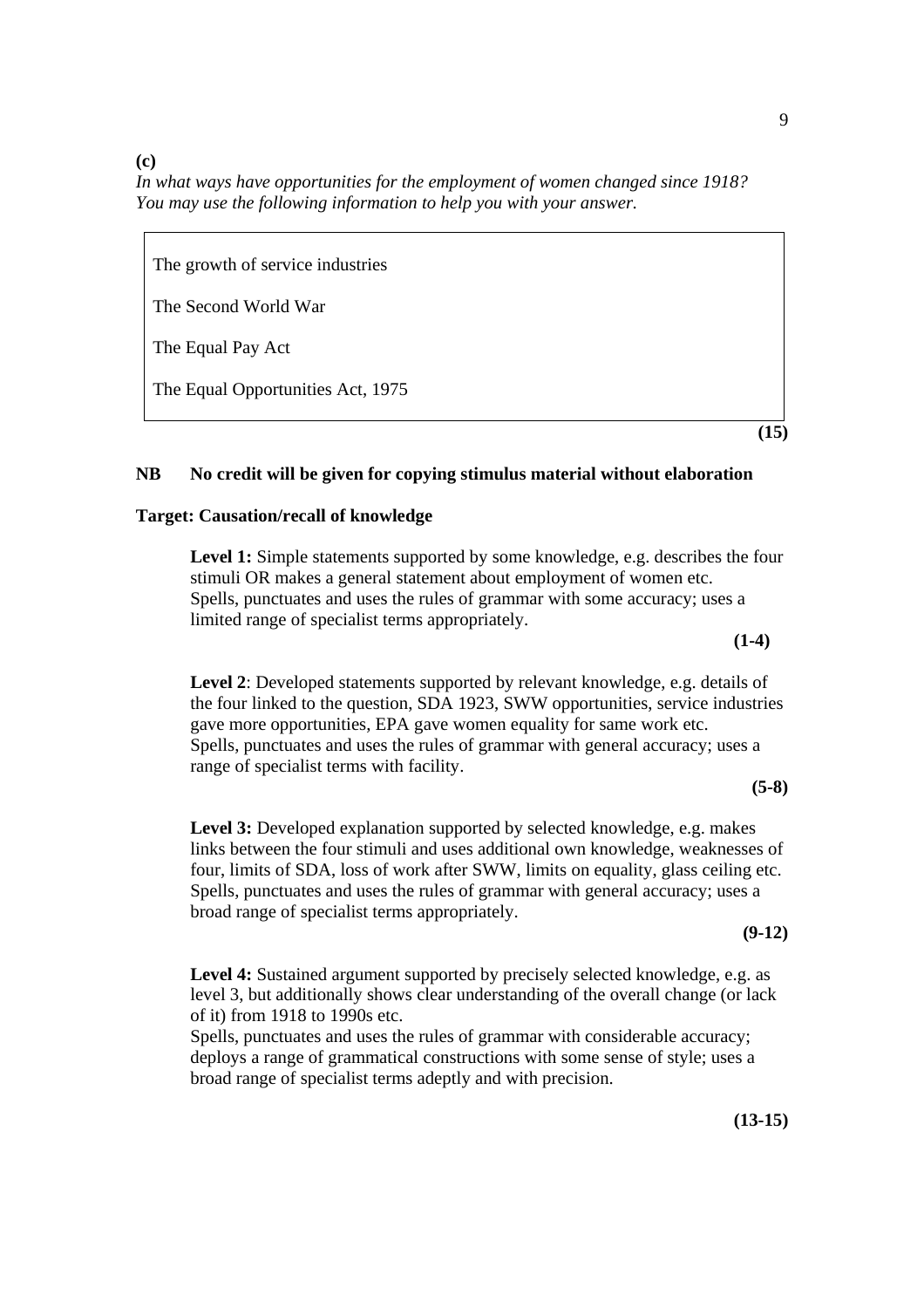**(c)**

*In what ways have opportunities for the employment of women changed since 1918? You may use the following information to help you with your answer.*

> The growth of service industries
>
> The Second World War
>
> The Equal Pay Act
>
> The Equal Opportunities Act, 1975

**(15)**

**NB No credit will be given for copying stimulus material without elaboration**

**Target: Causation/recall of knowledge**

**Level 1:** Simple statements supported by some knowledge, e.g. describes the four stimuli OR makes a general statement about employment of women etc.
Spells, punctuates and uses the rules of grammar with some accuracy; uses a limited range of specialist terms appropriately.

**(1-4)**

**Level 2**: Developed statements supported by relevant knowledge, e.g. details of the four linked to the question, SDA 1923, SWW opportunities, service industries gave more opportunities, EPA gave women equality for same work etc.
Spells, punctuates and uses the rules of grammar with general accuracy; uses a range of specialist terms with facility.

**(5-8)**

**Level 3:** Developed explanation supported by selected knowledge, e.g. makes links between the four stimuli and uses additional own knowledge, weaknesses of four, limits of SDA, loss of work after SWW, limits on equality, glass ceiling etc.
Spells, punctuates and uses the rules of grammar with general accuracy; uses a broad range of specialist terms appropriately.

**(9-12)**

**Level 4:** Sustained argument supported by precisely selected knowledge, e.g. as level 3, but additionally shows clear understanding of the overall change (or lack of it) from 1918 to 1990s etc.
Spells, punctuates and uses the rules of grammar with considerable accuracy; deploys a range of grammatical constructions with some sense of style; uses a broad range of specialist terms adeptly and with precision.

**(13-15)**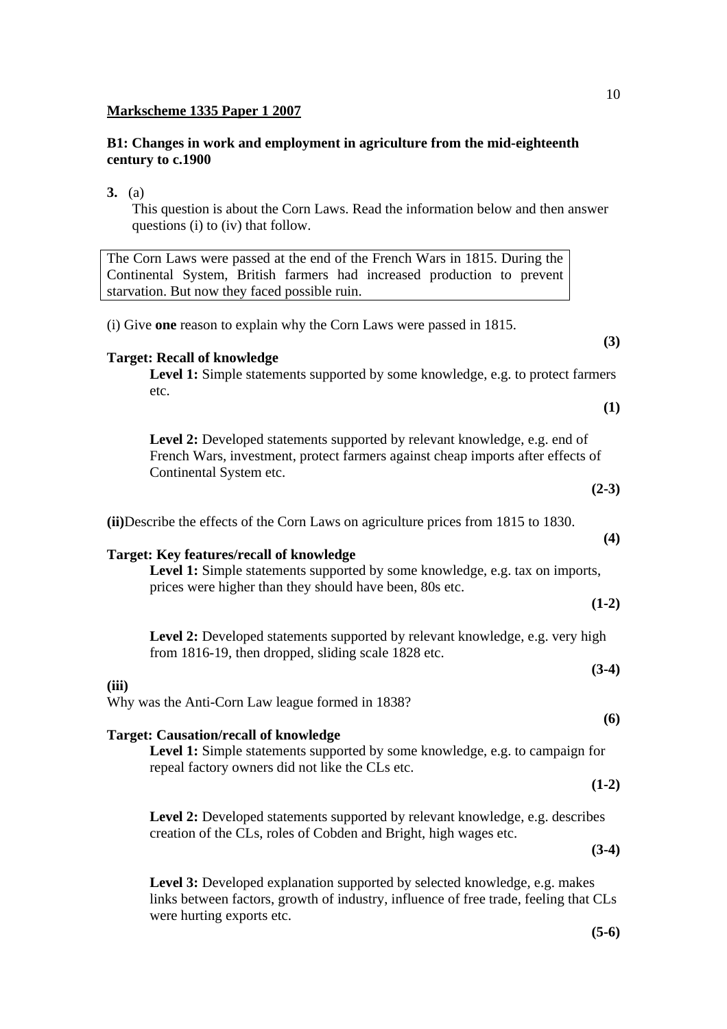**Markscheme 1335 Paper 1 2007**

**B1: Changes in work and employment in agriculture from the mid-eighteenth century to c.1900**

**3.** (a)

This question is about the Corn Laws. Read the information below and then answer questions (i) to (iv) that follow.

> The Corn Laws were passed at the end of the French Wars in 1815. During the Continental System, British farmers had increased production to prevent starvation. But now they faced possible ruin.

(i) Give **one** reason to explain why the Corn Laws were passed in 1815. **(3)**

**Target: Recall of knowledge**

**Level 1:** Simple statements supported by some knowledge, e.g. to protect farmers etc. **(1)**

**Level 2:** Developed statements supported by relevant knowledge, e.g. end of French Wars, investment, protect farmers against cheap imports after effects of Continental System etc. **(2-3)**

**(ii)** Describe the effects of the Corn Laws on agriculture prices from 1815 to 1830. **(4)**

**Target: Key features/recall of knowledge**

**Level 1:** Simple statements supported by some knowledge, e.g. tax on imports, prices were higher than they should have been, 80s etc. **(1-2)**

**Level 2:** Developed statements supported by relevant knowledge, e.g. very high from 1816-19, then dropped, sliding scale 1828 etc. **(3-4)**

**(iii)**

Why was the Anti-Corn Law league formed in 1838? **(6)**

**Target: Causation/recall of knowledge**

**Level 1:** Simple statements supported by some knowledge, e.g. to campaign for repeal factory owners did not like the CLs etc. **(1-2)**

**Level 2:** Developed statements supported by relevant knowledge, e.g. describes creation of the CLs, roles of Cobden and Bright, high wages etc. **(3-4)**

**Level 3:** Developed explanation supported by selected knowledge, e.g. makes links between factors, growth of industry, influence of free trade, feeling that CLs were hurting exports etc. **(5-6)**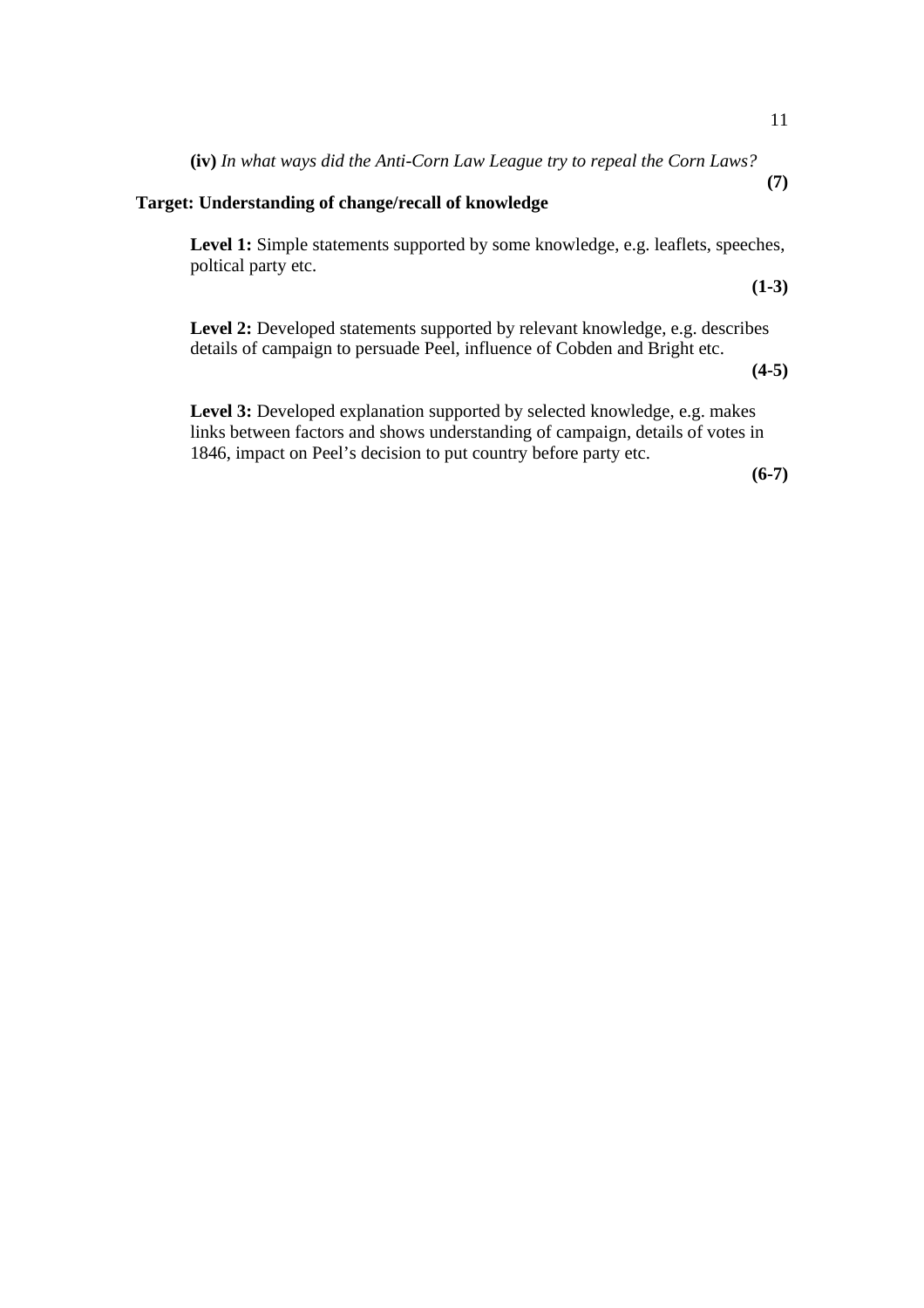**(iv)** *In what ways did the Anti-Corn Law League try to repeal the Corn Laws?* **(7)**

**Target: Understanding of change/recall of knowledge**

**Level 1:** Simple statements supported by some knowledge, e.g. leaflets, speeches, poltical party etc.

**(1-3)**

**Level 2:** Developed statements supported by relevant knowledge, e.g. describes details of campaign to persuade Peel, influence of Cobden and Bright etc.

**(4-5)**

**Level 3:** Developed explanation supported by selected knowledge, e.g. makes links between factors and shows understanding of campaign, details of votes in 1846, impact on Peel's decision to put country before party etc.

**(6-7)**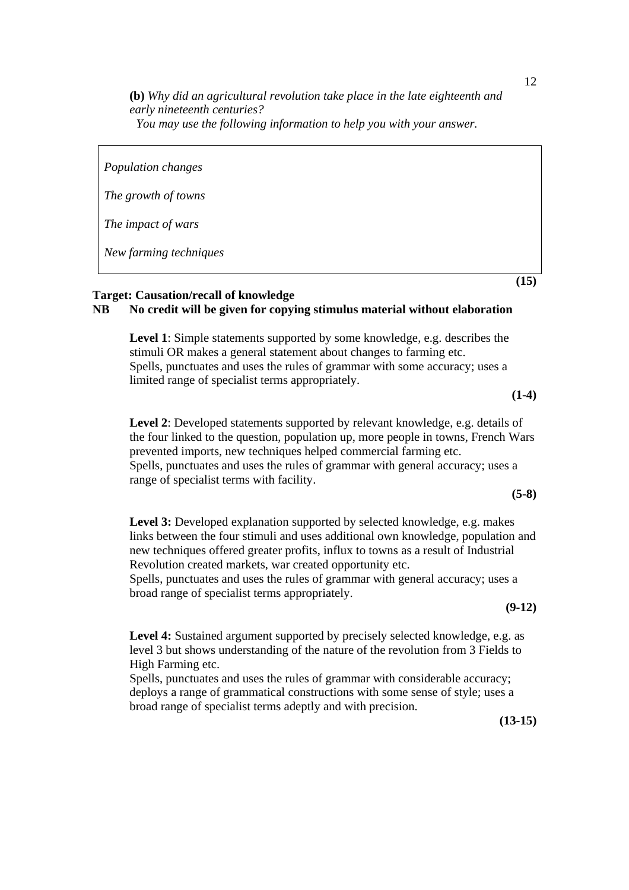**(b)** *Why did an agricultural revolution take place in the late eighteenth and early nineteenth centuries?*
*You may use the following information to help you with your answer.*

> *Population changes*
>
> *The growth of towns*
>
> *The impact of wars*
>
> *New farming techniques*

**(15)**

**Target: Causation/recall of knowledge**

**NB No credit will be given for copying stimulus material without elaboration**

**Level 1**: Simple statements supported by some knowledge, e.g. describes the stimuli OR makes a general statement about changes to farming etc.
Spells, punctuates and uses the rules of grammar with some accuracy; uses a limited range of specialist terms appropriately.

**(1-4)**

**Level 2**: Developed statements supported by relevant knowledge, e.g. details of the four linked to the question, population up, more people in towns, French Wars prevented imports, new techniques helped commercial farming etc.
Spells, punctuates and uses the rules of grammar with general accuracy; uses a range of specialist terms with facility.

**(5-8)**

**Level 3:** Developed explanation supported by selected knowledge, e.g. makes links between the four stimuli and uses additional own knowledge, population and new techniques offered greater profits, influx to towns as a result of Industrial Revolution created markets, war created opportunity etc.
Spells, punctuates and uses the rules of grammar with general accuracy; uses a broad range of specialist terms appropriately.

**(9-12)**

**Level 4:** Sustained argument supported by precisely selected knowledge, e.g. as level 3 but shows understanding of the nature of the revolution from 3 Fields to High Farming etc.
Spells, punctuates and uses the rules of grammar with considerable accuracy; deploys a range of grammatical constructions with some sense of style; uses a broad range of specialist terms adeptly and with precision.

**(13-15)**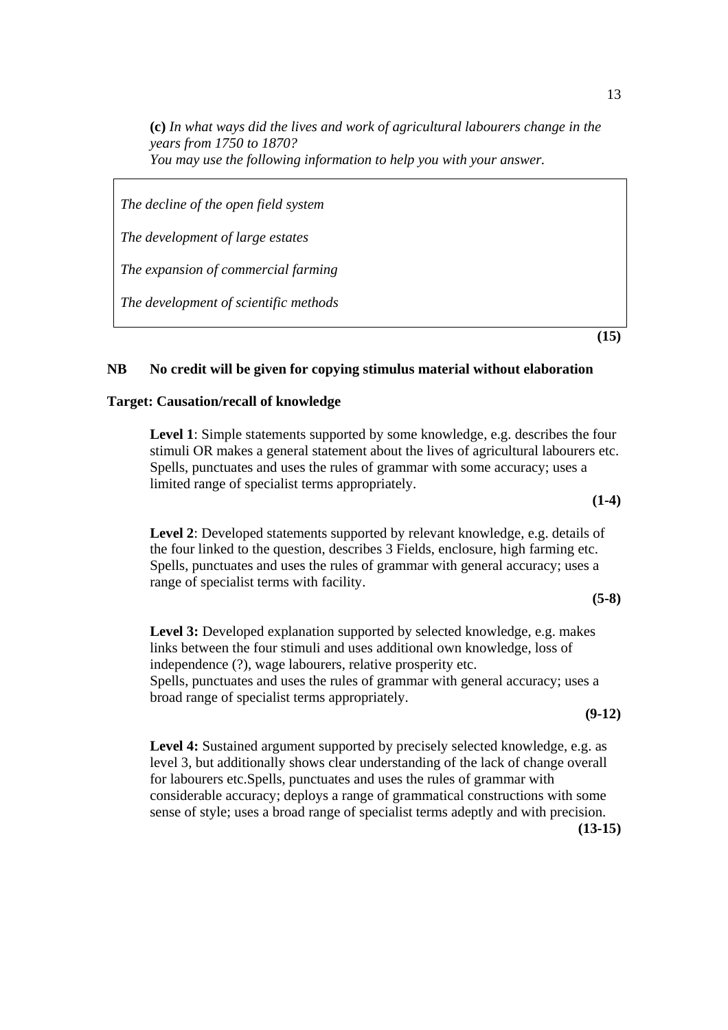**(c)** *In what ways did the lives and work of agricultural labourers change in the years from 1750 to 1870?*
*You may use the following information to help you with your answer.*

> *The decline of the open field system*
>
> *The development of large estates*
>
> *The expansion of commercial farming*
>
> *The development of scientific methods*

**(15)**

**NB No credit will be given for copying stimulus material without elaboration**

**Target: Causation/recall of knowledge**

**Level 1**: Simple statements supported by some knowledge, e.g. describes the four stimuli OR makes a general statement about the lives of agricultural labourers etc. Spells, punctuates and uses the rules of grammar with some accuracy; uses a limited range of specialist terms appropriately.
**(1-4)**

**Level 2**: Developed statements supported by relevant knowledge, e.g. details of the four linked to the question, describes 3 Fields, enclosure, high farming etc. Spells, punctuates and uses the rules of grammar with general accuracy; uses a range of specialist terms with facility.
**(5-8)**

**Level 3:** Developed explanation supported by selected knowledge, e.g. makes links between the four stimuli and uses additional own knowledge, loss of independence (?), wage labourers, relative prosperity etc.
Spells, punctuates and uses the rules of grammar with general accuracy; uses a broad range of specialist terms appropriately.
**(9-12)**

**Level 4:** Sustained argument supported by precisely selected knowledge, e.g. as level 3, but additionally shows clear understanding of the lack of change overall for labourers etc.Spells, punctuates and uses the rules of grammar with considerable accuracy; deploys a range of grammatical constructions with some sense of style; uses a broad range of specialist terms adeptly and with precision.
**(13-15)**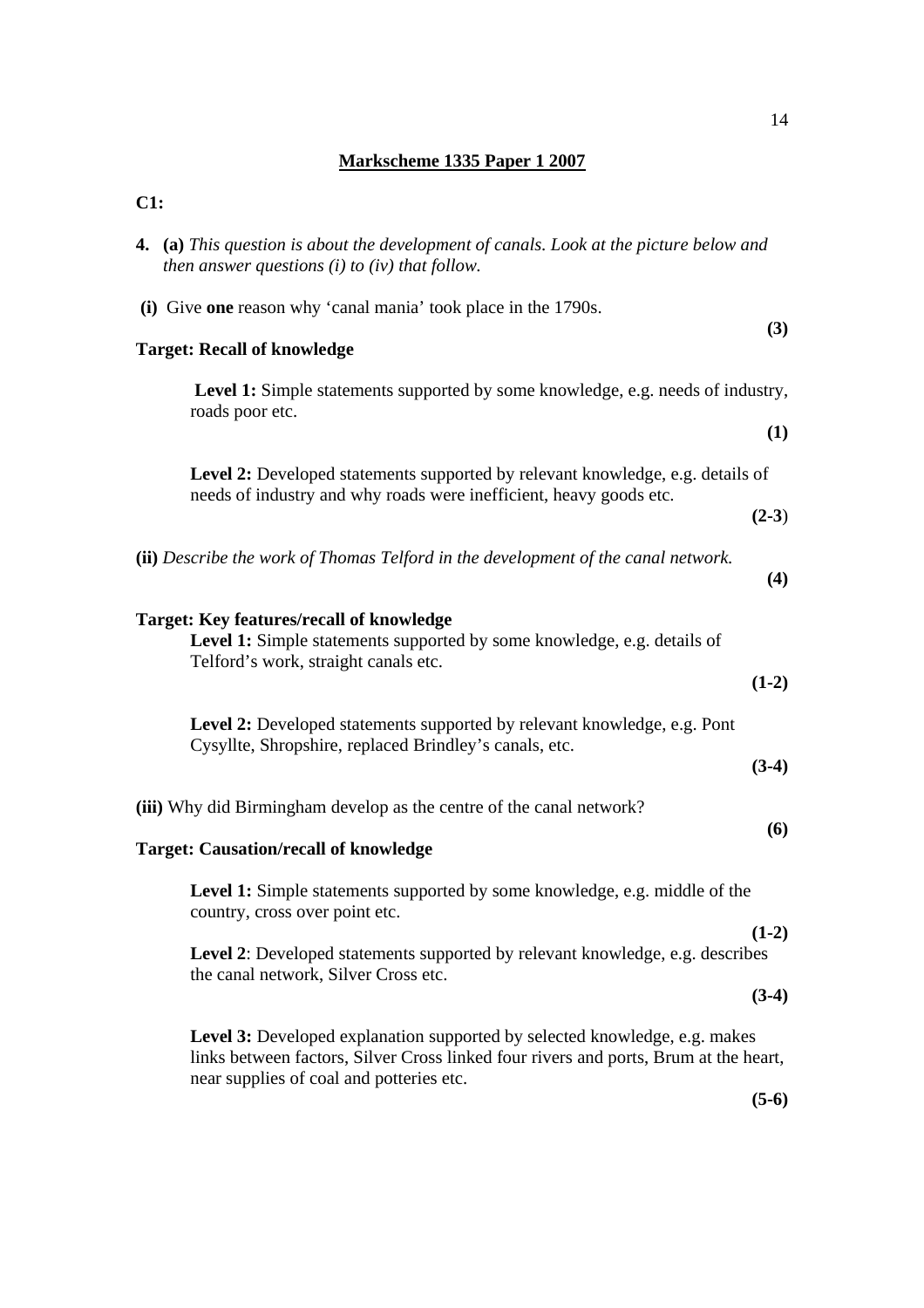## Markscheme 1335 Paper 1 2007

**C1:**

**4. (a)** *This question is about the development of canals. Look at the picture below and then answer questions (i) to (iv) that follow.*

**(i)** Give **one** reason why 'canal mania' took place in the 1790s. **(3)**

**Target: Recall of knowledge**

**Level 1:** Simple statements supported by some knowledge, e.g. needs of industry, roads poor etc. **(1)**

**Level 2:** Developed statements supported by relevant knowledge, e.g. details of needs of industry and why roads were inefficient, heavy goods etc. **(2-3)**

**(ii)** *Describe the work of Thomas Telford in the development of the canal network.* **(4)**

**Target: Key features/recall of knowledge**

**Level 1:** Simple statements supported by some knowledge, e.g. details of Telford's work, straight canals etc. **(1-2)**

**Level 2:** Developed statements supported by relevant knowledge, e.g. Pont Cysyllte, Shropshire, replaced Brindley's canals, etc. **(3-4)**

**(iii)** Why did Birmingham develop as the centre of the canal network? **(6)**

**Target: Causation/recall of knowledge**

**Level 1:** Simple statements supported by some knowledge, e.g. middle of the country, cross over point etc. **(1-2)**

**Level 2**: Developed statements supported by relevant knowledge, e.g. describes the canal network, Silver Cross etc. **(3-4)**

**Level 3:** Developed explanation supported by selected knowledge, e.g. makes links between factors, Silver Cross linked four rivers and ports, Brum at the heart, near supplies of coal and potteries etc. **(5-6)**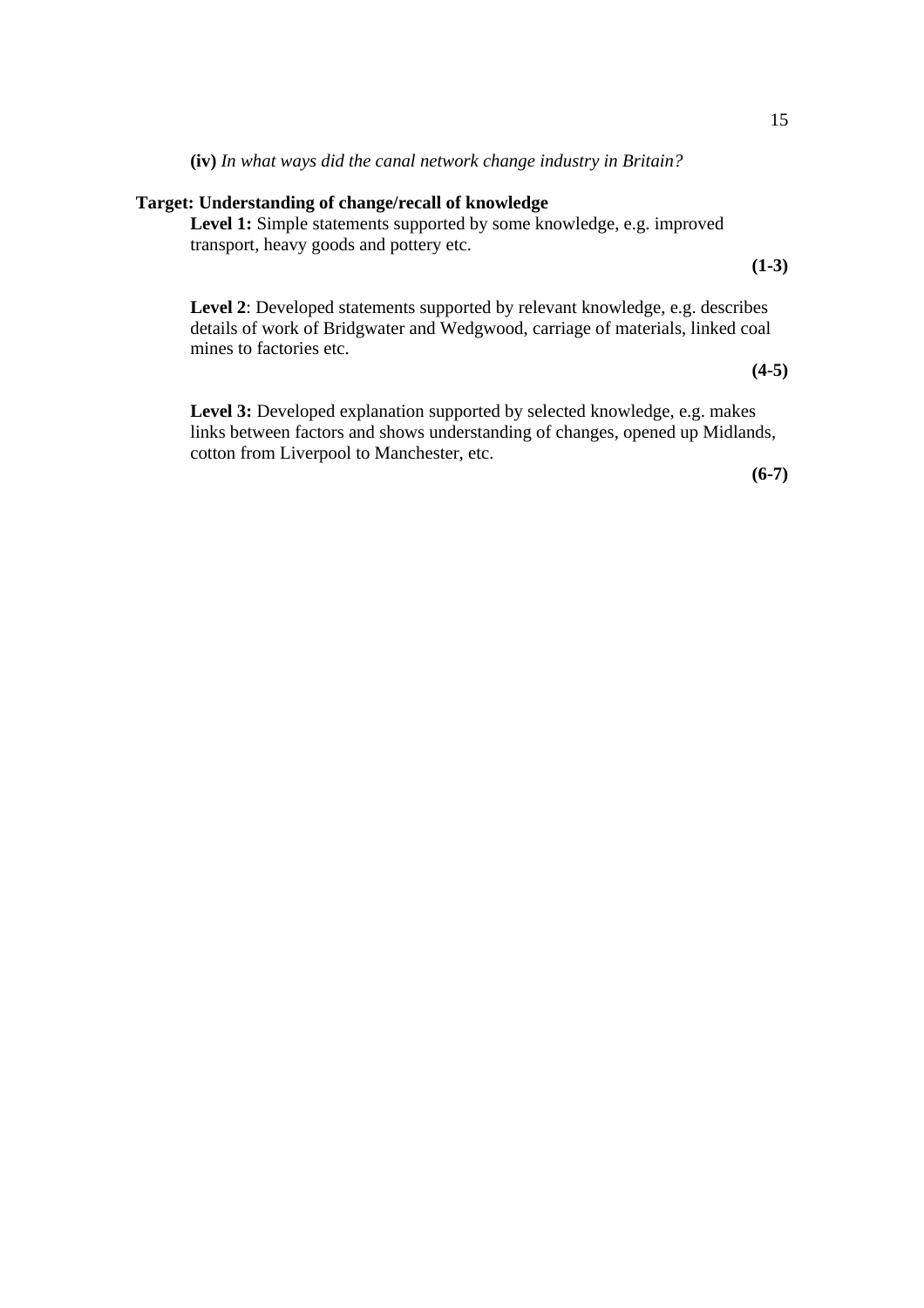**(iv)** *In what ways did the canal network change industry in Britain?*

**Target: Understanding of change/recall of knowledge**

**Level 1:** Simple statements supported by some knowledge, e.g. improved transport, heavy goods and pottery etc.

**(1-3)**

**Level 2**: Developed statements supported by relevant knowledge, e.g. describes details of work of Bridgwater and Wedgwood, carriage of materials, linked coal mines to factories etc.

**(4-5)**

**Level 3:** Developed explanation supported by selected knowledge, e.g. makes links between factors and shows understanding of changes, opened up Midlands, cotton from Liverpool to Manchester, etc.

**(6-7)**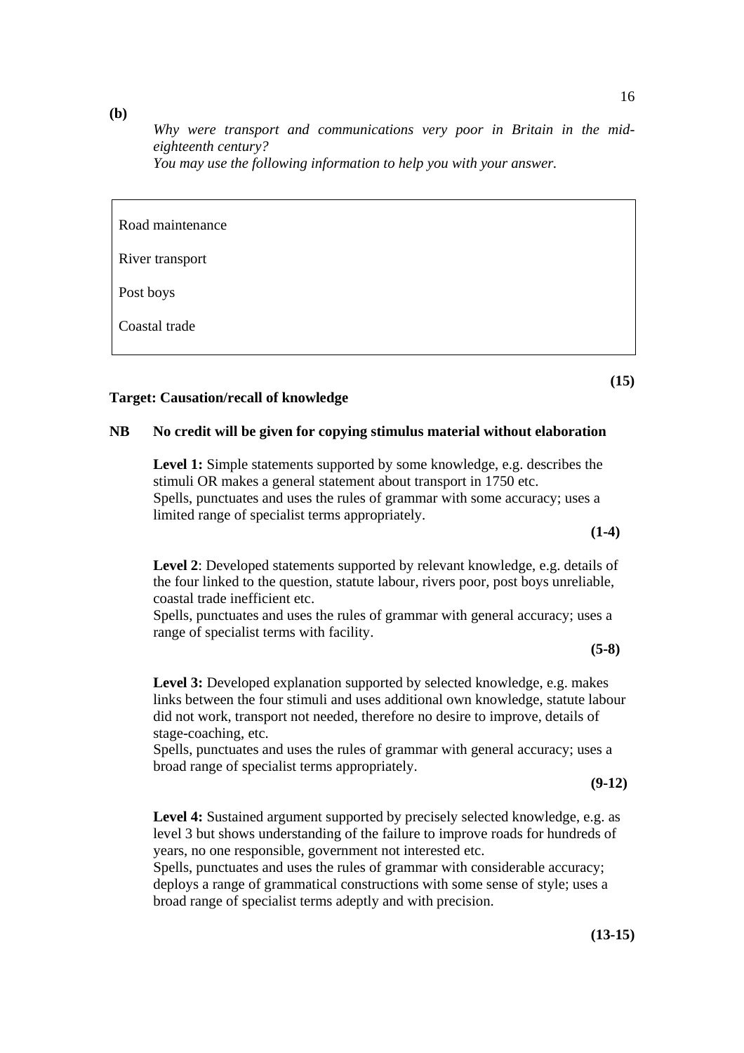**(b)**

*Why were transport and communications very poor in Britain in the mid-eighteenth century?*
*You may use the following information to help you with your answer.*

| |
|---|
| Road maintenance |
| River transport |
| Post boys |
| Coastal trade |

**(15)**

**Target: Causation/recall of knowledge**

**NB No credit will be given for copying stimulus material without elaboration**

**Level 1:** Simple statements supported by some knowledge, e.g. describes the stimuli OR makes a general statement about transport in 1750 etc.
Spells, punctuates and uses the rules of grammar with some accuracy; uses a limited range of specialist terms appropriately.

**(1-4)**

**Level 2**: Developed statements supported by relevant knowledge, e.g. details of the four linked to the question, statute labour, rivers poor, post boys unreliable, coastal trade inefficient etc.
Spells, punctuates and uses the rules of grammar with general accuracy; uses a range of specialist terms with facility.

**(5-8)**

**Level 3:** Developed explanation supported by selected knowledge, e.g. makes links between the four stimuli and uses additional own knowledge, statute labour did not work, transport not needed, therefore no desire to improve, details of stage-coaching, etc.
Spells, punctuates and uses the rules of grammar with general accuracy; uses a broad range of specialist terms appropriately.

**(9-12)**

**Level 4:** Sustained argument supported by precisely selected knowledge, e.g. as level 3 but shows understanding of the failure to improve roads for hundreds of years, no one responsible, government not interested etc.
Spells, punctuates and uses the rules of grammar with considerable accuracy; deploys a range of grammatical constructions with some sense of style; uses a broad range of specialist terms adeptly and with precision.

**(13-15)**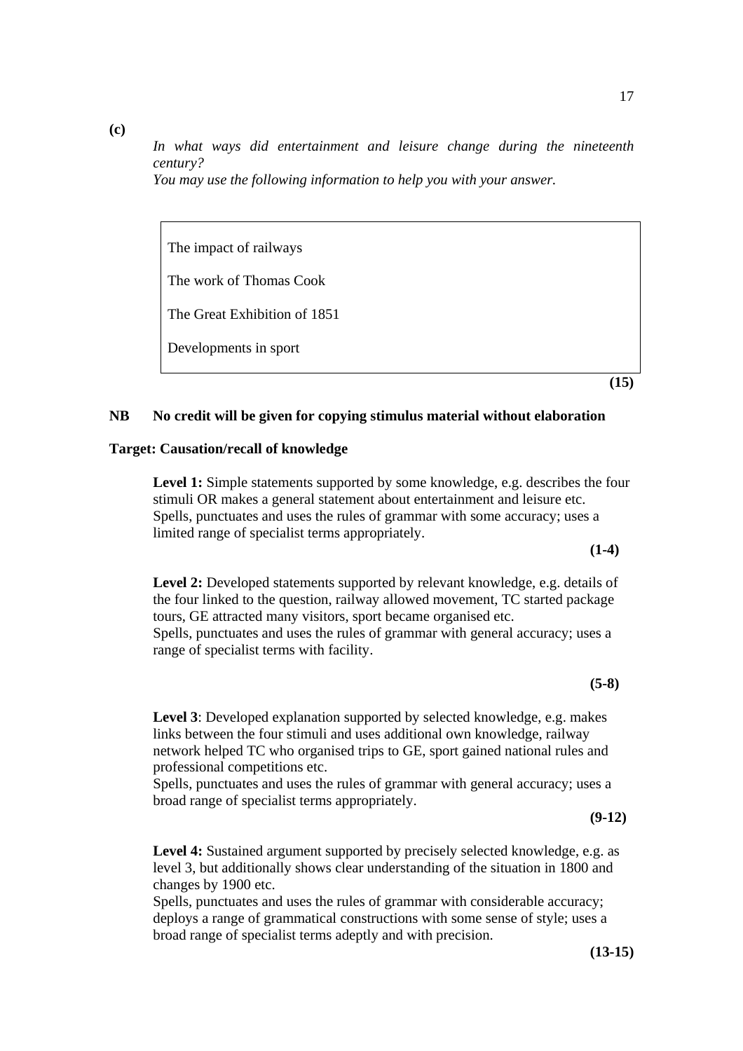**(c)**

*In what ways did entertainment and leisure change during the nineteenth century?*
*You may use the following information to help you with your answer.*

> The impact of railways
>
> The work of Thomas Cook
>
> The Great Exhibition of 1851
>
> Developments in sport

**(15)**

**NB No credit will be given for copying stimulus material without elaboration**

**Target: Causation/recall of knowledge**

**Level 1:** Simple statements supported by some knowledge, e.g. describes the four stimuli OR makes a general statement about entertainment and leisure etc.
Spells, punctuates and uses the rules of grammar with some accuracy; uses a limited range of specialist terms appropriately.

**(1-4)**

**Level 2:** Developed statements supported by relevant knowledge, e.g. details of the four linked to the question, railway allowed movement, TC started package tours, GE attracted many visitors, sport became organised etc.
Spells, punctuates and uses the rules of grammar with general accuracy; uses a range of specialist terms with facility.

**(5-8)**

**Level 3**: Developed explanation supported by selected knowledge, e.g. makes links between the four stimuli and uses additional own knowledge, railway network helped TC who organised trips to GE, sport gained national rules and professional competitions etc.
Spells, punctuates and uses the rules of grammar with general accuracy; uses a broad range of specialist terms appropriately.

**(9-12)**

**Level 4:** Sustained argument supported by precisely selected knowledge, e.g. as level 3, but additionally shows clear understanding of the situation in 1800 and changes by 1900 etc.
Spells, punctuates and uses the rules of grammar with considerable accuracy; deploys a range of grammatical constructions with some sense of style; uses a broad range of specialist terms adeptly and with precision.

**(13-15)**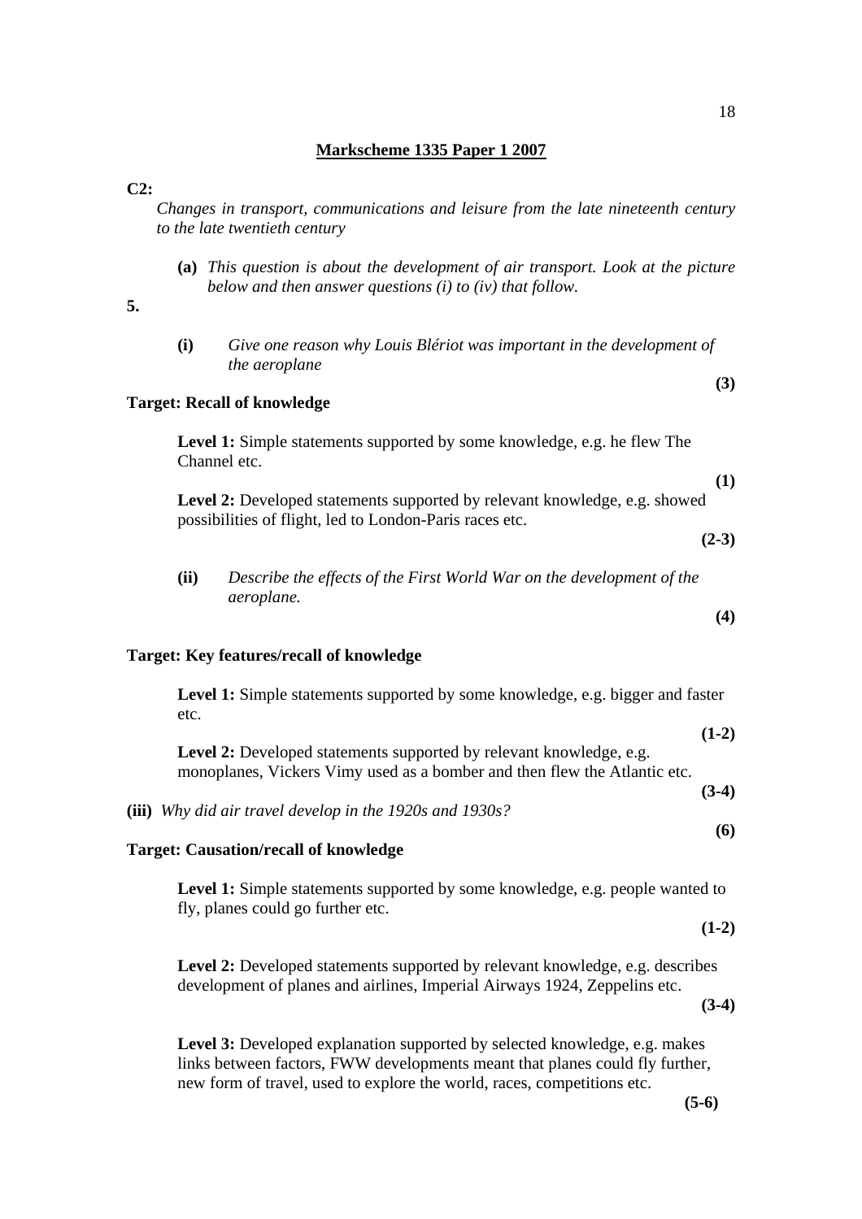## Markscheme 1335 Paper 1 2007

**C2:**

*Changes in transport, communications and leisure from the late nineteenth century to the late twentieth century*

**5.**

**(a)** *This question is about the development of air transport. Look at the picture below and then answer questions (i) to (iv) that follow.*

**(i)** *Give one reason why Louis Blériot was important in the development of the aeroplane* **(3)**

**Target: Recall of knowledge**

**Level 1:** Simple statements supported by some knowledge, e.g. he flew The Channel etc. **(1)**

**Level 2:** Developed statements supported by relevant knowledge, e.g. showed possibilities of flight, led to London-Paris races etc. **(2-3)**

**(ii)** *Describe the effects of the First World War on the development of the aeroplane.* **(4)**

**Target: Key features/recall of knowledge**

**Level 1:** Simple statements supported by some knowledge, e.g. bigger and faster etc. **(1-2)**

**Level 2:** Developed statements supported by relevant knowledge, e.g. monoplanes, Vickers Vimy used as a bomber and then flew the Atlantic etc. **(3-4)**

**(iii)** *Why did air travel develop in the 1920s and 1930s?* **(6)**

**Target: Causation/recall of knowledge**

**Level 1:** Simple statements supported by some knowledge, e.g. people wanted to fly, planes could go further etc. **(1-2)**

**Level 2:** Developed statements supported by relevant knowledge, e.g. describes development of planes and airlines, Imperial Airways 1924, Zeppelins etc. **(3-4)**

**Level 3:** Developed explanation supported by selected knowledge, e.g. makes links between factors, FWW developments meant that planes could fly further, new form of travel, used to explore the world, races, competitions etc. **(5-6)**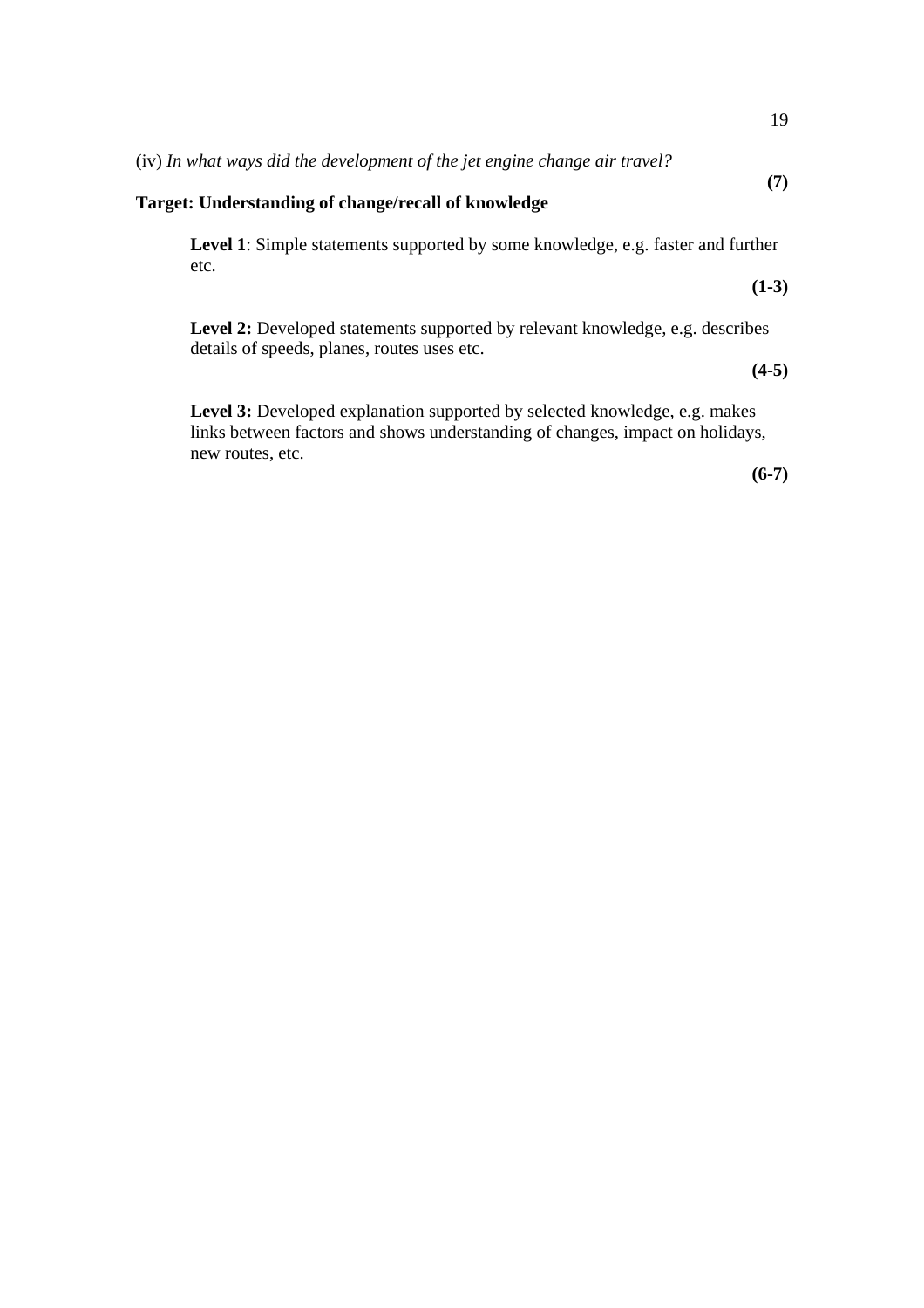(iv) *In what ways did the development of the jet engine change air travel?*

**(7)**

**Target: Understanding of change/recall of knowledge**

**Level 1**: Simple statements supported by some knowledge, e.g. faster and further etc.

**(1-3)**

**Level 2:** Developed statements supported by relevant knowledge, e.g. describes details of speeds, planes, routes uses etc.

**(4-5)**

**Level 3:** Developed explanation supported by selected knowledge, e.g. makes links between factors and shows understanding of changes, impact on holidays, new routes, etc.

**(6-7)**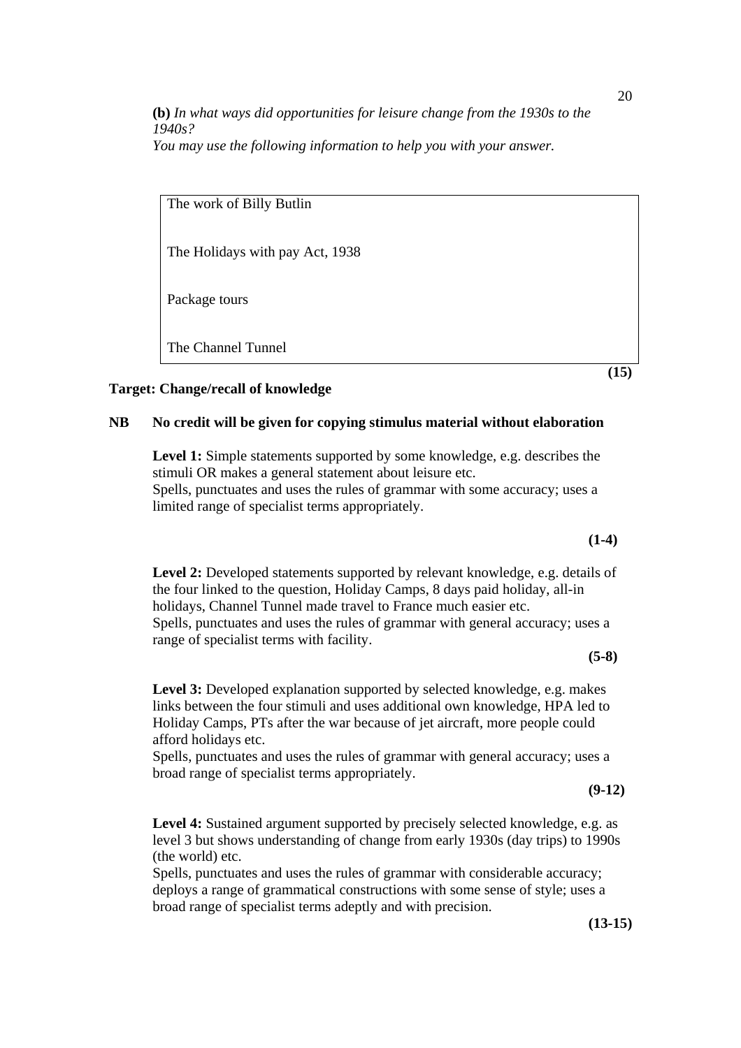**(b)** *In what ways did opportunities for leisure change from the 1930s to the 1940s?*
*You may use the following information to help you with your answer.*

| |
|---|
| The work of Billy Butlin |
| The Holidays with pay Act, 1938 |
| Package tours |
| The Channel Tunnel |

**(15)**

**Target: Change/recall of knowledge**

**NB No credit will be given for copying stimulus material without elaboration**

**Level 1:** Simple statements supported by some knowledge, e.g. describes the stimuli OR makes a general statement about leisure etc.
Spells, punctuates and uses the rules of grammar with some accuracy; uses a limited range of specialist terms appropriately.

**(1-4)**

**Level 2:** Developed statements supported by relevant knowledge, e.g. details of the four linked to the question, Holiday Camps, 8 days paid holiday, all-in holidays, Channel Tunnel made travel to France much easier etc.
Spells, punctuates and uses the rules of grammar with general accuracy; uses a range of specialist terms with facility.

**(5-8)**

**Level 3:** Developed explanation supported by selected knowledge, e.g. makes links between the four stimuli and uses additional own knowledge, HPA led to Holiday Camps, PTs after the war because of jet aircraft, more people could afford holidays etc.
Spells, punctuates and uses the rules of grammar with general accuracy; uses a broad range of specialist terms appropriately.

**(9-12)**

**Level 4:** Sustained argument supported by precisely selected knowledge, e.g. as level 3 but shows understanding of change from early 1930s (day trips) to 1990s (the world) etc.
Spells, punctuates and uses the rules of grammar with considerable accuracy; deploys a range of grammatical constructions with some sense of style; uses a broad range of specialist terms adeptly and with precision.

**(13-15)**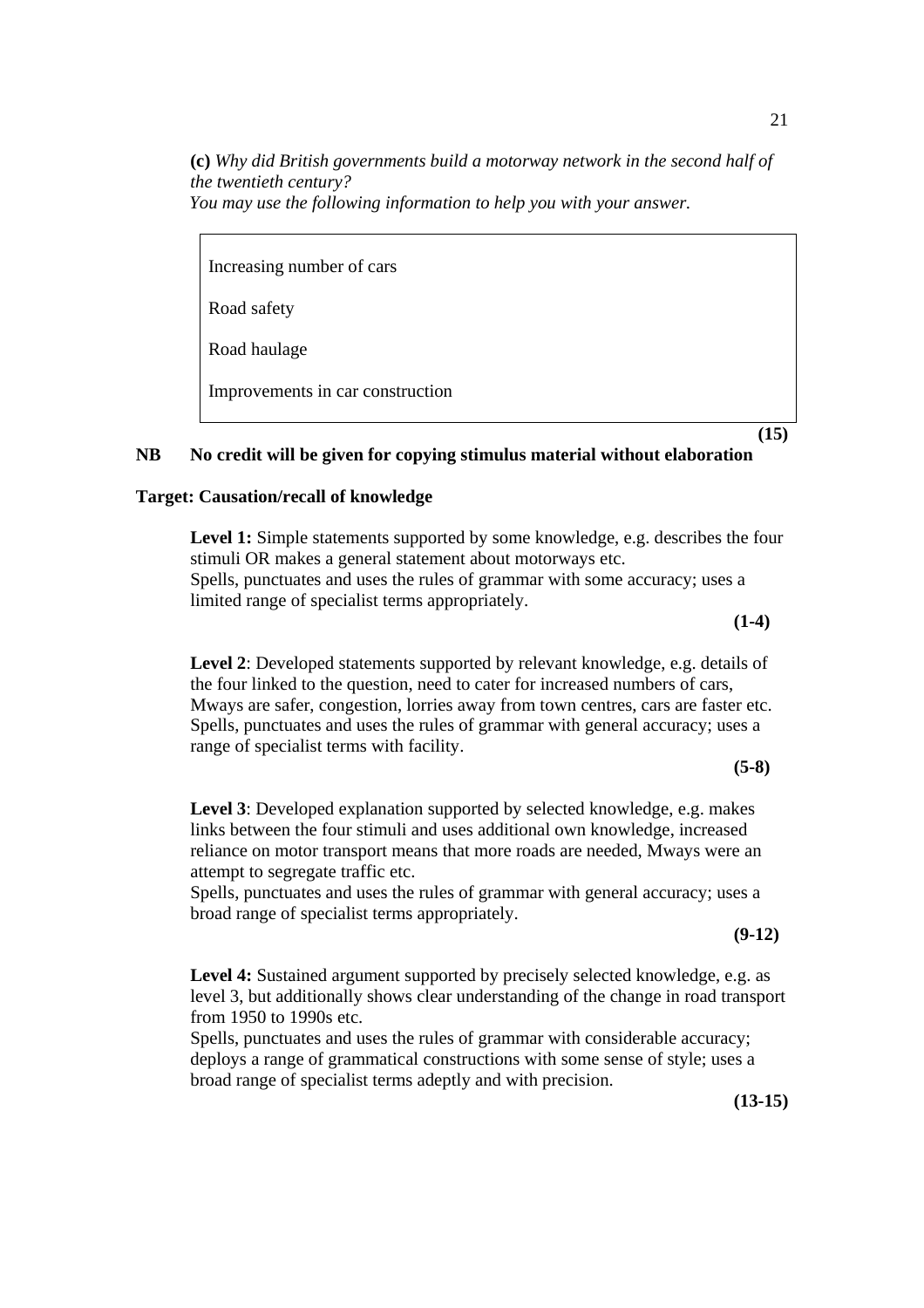**(c)** *Why did British governments build a motorway network in the second half of the twentieth century?*
*You may use the following information to help you with your answer.*

| |
|---|
| Increasing number of cars |
| Road safety |
| Road haulage |
| Improvements in car construction |

**(15)**

**NB No credit will be given for copying stimulus material without elaboration**

**Target: Causation/recall of knowledge**

**Level 1:** Simple statements supported by some knowledge, e.g. describes the four stimuli OR makes a general statement about motorways etc.
Spells, punctuates and uses the rules of grammar with some accuracy; uses a limited range of specialist terms appropriately.

**(1-4)**

**Level 2**: Developed statements supported by relevant knowledge, e.g. details of the four linked to the question, need to cater for increased numbers of cars, Mways are safer, congestion, lorries away from town centres, cars are faster etc.
Spells, punctuates and uses the rules of grammar with general accuracy; uses a range of specialist terms with facility.

**(5-8)**

**Level 3**: Developed explanation supported by selected knowledge, e.g. makes links between the four stimuli and uses additional own knowledge, increased reliance on motor transport means that more roads are needed, Mways were an attempt to segregate traffic etc.
Spells, punctuates and uses the rules of grammar with general accuracy; uses a broad range of specialist terms appropriately.

**(9-12)**

**Level 4:** Sustained argument supported by precisely selected knowledge, e.g. as level 3, but additionally shows clear understanding of the change in road transport from 1950 to 1990s etc.
Spells, punctuates and uses the rules of grammar with considerable accuracy; deploys a range of grammatical constructions with some sense of style; uses a broad range of specialist terms adeptly and with precision.

**(13-15)**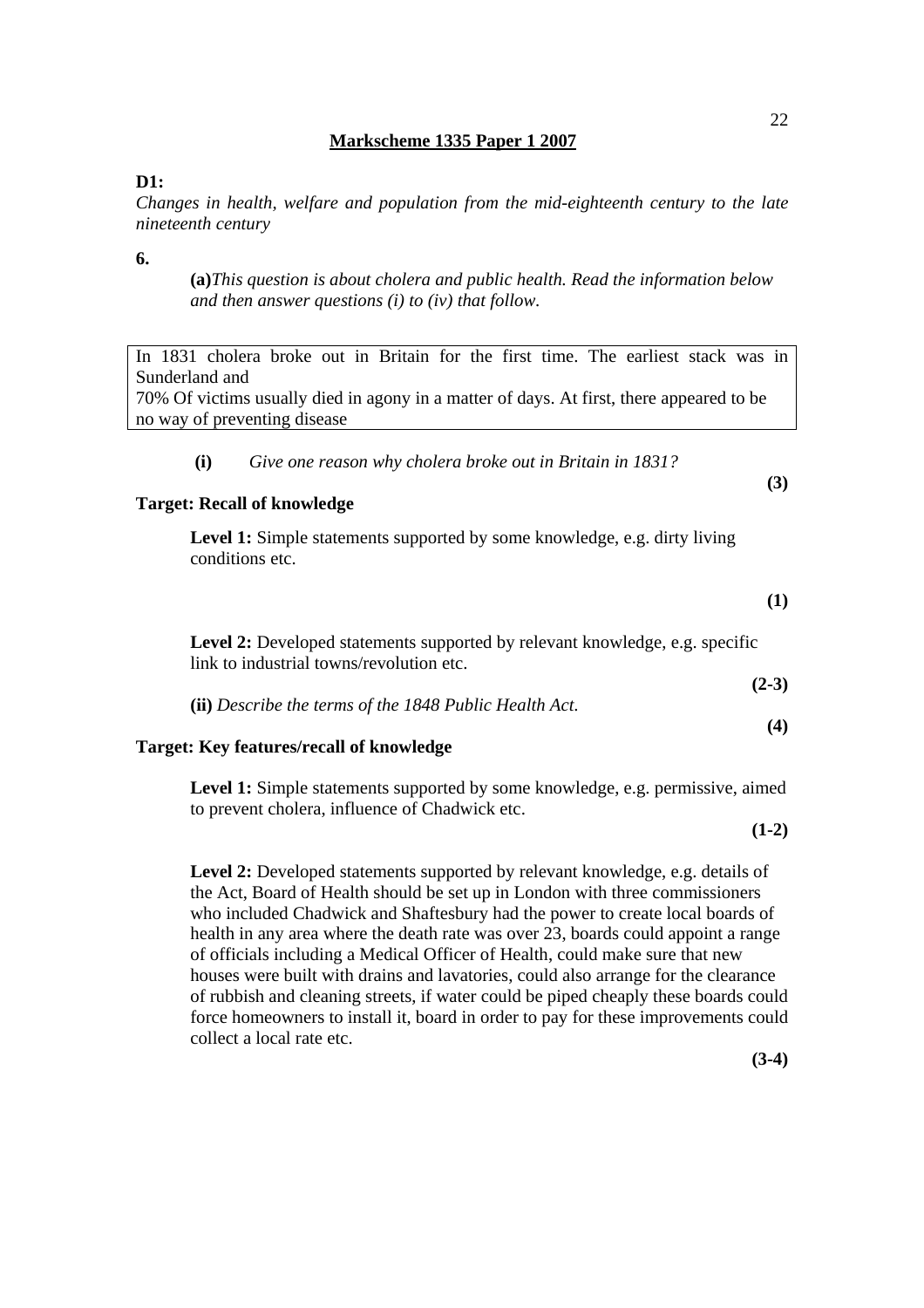## Markscheme 1335 Paper 1 2007

**D1:**

*Changes in health, welfare and population from the mid-eighteenth century to the late nineteenth century*

**6.**

**(a)** *This question is about cholera and public health. Read the information below and then answer questions (i) to (iv) that follow.*

> In 1831 cholera broke out in Britain for the first time. The earliest stack was in Sunderland and
> 70% Of victims usually died in agony in a matter of days. At first, there appeared to be no way of preventing disease

**(i)** *Give one reason why cholera broke out in Britain in 1831?* **(3)**

**Target: Recall of knowledge**

**Level 1:** Simple statements supported by some knowledge, e.g. dirty living conditions etc. **(1)**

**Level 2:** Developed statements supported by relevant knowledge, e.g. specific link to industrial towns/revolution etc. **(2-3)**

**(ii)** *Describe the terms of the 1848 Public Health Act.* **(4)**

**Target: Key features/recall of knowledge**

**Level 1:** Simple statements supported by some knowledge, e.g. permissive, aimed to prevent cholera, influence of Chadwick etc. **(1-2)**

**Level 2:** Developed statements supported by relevant knowledge, e.g. details of the Act, Board of Health should be set up in London with three commissioners who included Chadwick and Shaftesbury had the power to create local boards of health in any area where the death rate was over 23, boards could appoint a range of officials including a Medical Officer of Health, could make sure that new houses were built with drains and lavatories, could also arrange for the clearance of rubbish and cleaning streets, if water could be piped cheaply these boards could force homeowners to install it, board in order to pay for these improvements could collect a local rate etc. **(3-4)**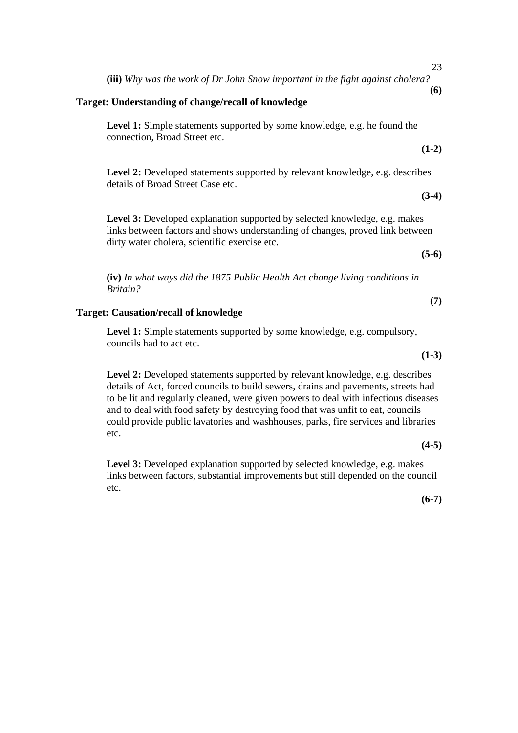**(iii)** *Why was the work of Dr John Snow important in the fight against cholera?*

**(6)**

**Target: Understanding of change/recall of knowledge**

**Level 1:** Simple statements supported by some knowledge, e.g. he found the connection, Broad Street etc.

**(1-2)**

**Level 2:** Developed statements supported by relevant knowledge, e.g. describes details of Broad Street Case etc.

**(3-4)**

**Level 3:** Developed explanation supported by selected knowledge, e.g. makes links between factors and shows understanding of changes, proved link between dirty water cholera, scientific exercise etc.

**(5-6)**

**(iv)** *In what ways did the 1875 Public Health Act change living conditions in Britain?*

**(7)**

**Target: Causation/recall of knowledge**

**Level 1:** Simple statements supported by some knowledge, e.g. compulsory, councils had to act etc.

**(1-3)**

**Level 2:** Developed statements supported by relevant knowledge, e.g. describes details of Act, forced councils to build sewers, drains and pavements, streets had to be lit and regularly cleaned, were given powers to deal with infectious diseases and to deal with food safety by destroying food that was unfit to eat, councils could provide public lavatories and washhouses, parks, fire services and libraries etc.

**(4-5)**

**Level 3:** Developed explanation supported by selected knowledge, e.g. makes links between factors, substantial improvements but still depended on the council etc.

**(6-7)**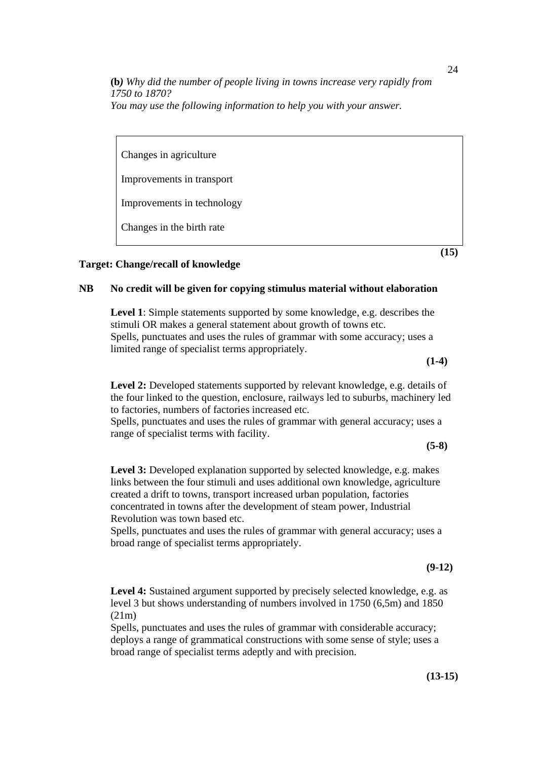**(b)** *Why did the number of people living in towns increase very rapidly from 1750 to 1870?*
*You may use the following information to help you with your answer.*

> Changes in agriculture
>
> Improvements in transport
>
> Improvements in technology
>
> Changes in the birth rate

**(15)**

**Target: Change/recall of knowledge**

**NB No credit will be given for copying stimulus material without elaboration**

**Level 1**: Simple statements supported by some knowledge, e.g. describes the stimuli OR makes a general statement about growth of towns etc.
Spells, punctuates and uses the rules of grammar with some accuracy; uses a limited range of specialist terms appropriately.

**(1-4)**

**Level 2:** Developed statements supported by relevant knowledge, e.g. details of the four linked to the question, enclosure, railways led to suburbs, machinery led to factories, numbers of factories increased etc.
Spells, punctuates and uses the rules of grammar with general accuracy; uses a range of specialist terms with facility.

**(5-8)**

**Level 3:** Developed explanation supported by selected knowledge, e.g. makes links between the four stimuli and uses additional own knowledge, agriculture created a drift to towns, transport increased urban population, factories concentrated in towns after the development of steam power, Industrial Revolution was town based etc.
Spells, punctuates and uses the rules of grammar with general accuracy; uses a broad range of specialist terms appropriately.

**(9-12)**

**Level 4:** Sustained argument supported by precisely selected knowledge, e.g. as level 3 but shows understanding of numbers involved in 1750 (6,5m) and 1850 (21m)
Spells, punctuates and uses the rules of grammar with considerable accuracy; deploys a range of grammatical constructions with some sense of style; uses a broad range of specialist terms adeptly and with precision.

**(13-15)**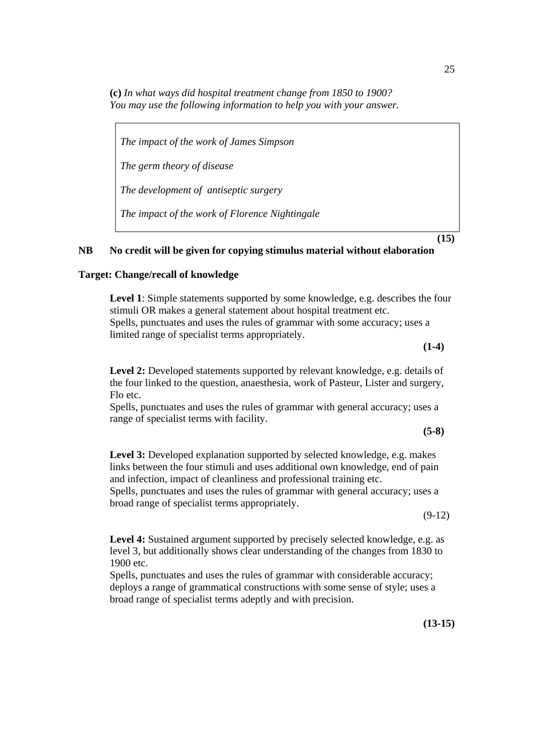**(c)** *In what ways did hospital treatment change from 1850 to 1900?*
*You may use the following information to help you with your answer.*

> *The impact of the work of James Simpson*
>
> *The germ theory of disease*
>
> *The development of antiseptic surgery*
>
> *The impact of the work of Florence Nightingale*

**(15)**

**NB No credit will be given for copying stimulus material without elaboration**

**Target: Change/recall of knowledge**

**Level 1**: Simple statements supported by some knowledge, e.g. describes the four stimuli OR makes a general statement about hospital treatment etc.
Spells, punctuates and uses the rules of grammar with some accuracy; uses a limited range of specialist terms appropriately.

**(1-4)**

**Level 2:** Developed statements supported by relevant knowledge, e.g. details of the four linked to the question, anaesthesia, work of Pasteur, Lister and surgery, Flo etc.
Spells, punctuates and uses the rules of grammar with general accuracy; uses a range of specialist terms with facility.

**(5-8)**

**Level 3:** Developed explanation supported by selected knowledge, e.g. makes links between the four stimuli and uses additional own knowledge, end of pain and infection, impact of cleanliness and professional training etc.
Spells, punctuates and uses the rules of grammar with general accuracy; uses a broad range of specialist terms appropriately.

(9-12)

**Level 4:** Sustained argument supported by precisely selected knowledge, e.g. as level 3, but additionally shows clear understanding of the changes from 1830 to 1900 etc.
Spells, punctuates and uses the rules of grammar with considerable accuracy; deploys a range of grammatical constructions with some sense of style; uses a broad range of specialist terms adeptly and with precision.

**(13-15)**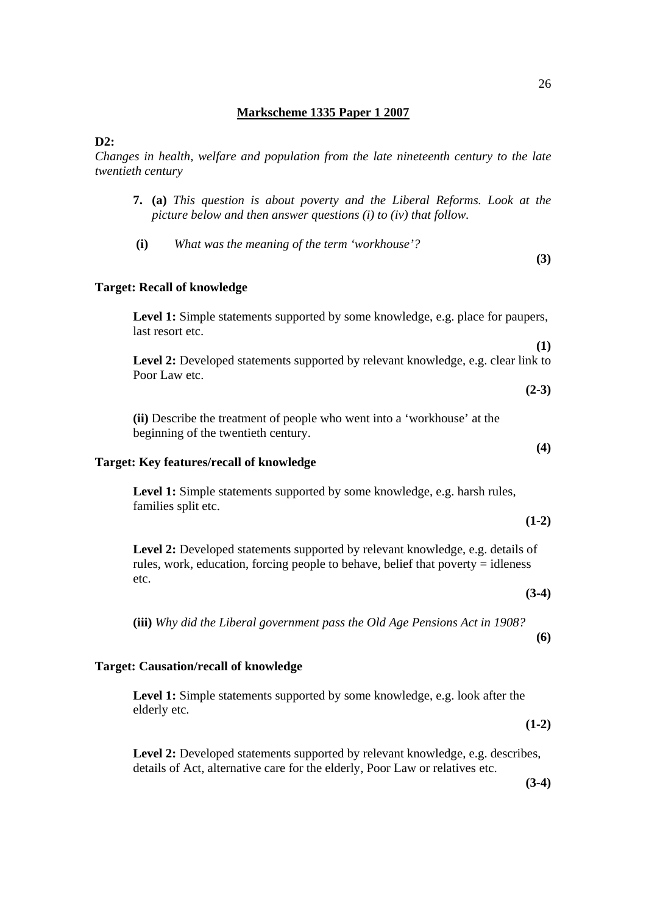## Markscheme 1335 Paper 1 2007

**D2:**

*Changes in health, welfare and population from the late nineteenth century to the late twentieth century*

**7. (a)** *This question is about poverty and the Liberal Reforms. Look at the picture below and then answer questions (i) to (iv) that follow.*

**(i)** *What was the meaning of the term 'workhouse'?* **(3)**

**Target: Recall of knowledge**

**Level 1:** Simple statements supported by some knowledge, e.g. place for paupers, last resort etc. **(1)**

**Level 2:** Developed statements supported by relevant knowledge, e.g. clear link to Poor Law etc. **(2-3)**

**(ii)** Describe the treatment of people who went into a 'workhouse' at the beginning of the twentieth century. **(4)**

**Target: Key features/recall of knowledge**

**Level 1:** Simple statements supported by some knowledge, e.g. harsh rules, families split etc. **(1-2)**

**Level 2:** Developed statements supported by relevant knowledge, e.g. details of rules, work, education, forcing people to behave, belief that poverty = idleness etc. **(3-4)**

**(iii)** *Why did the Liberal government pass the Old Age Pensions Act in 1908?* **(6)**

**Target: Causation/recall of knowledge**

**Level 1:** Simple statements supported by some knowledge, e.g. look after the elderly etc. **(1-2)**

**Level 2:** Developed statements supported by relevant knowledge, e.g. describes, details of Act, alternative care for the elderly, Poor Law or relatives etc. **(3-4)**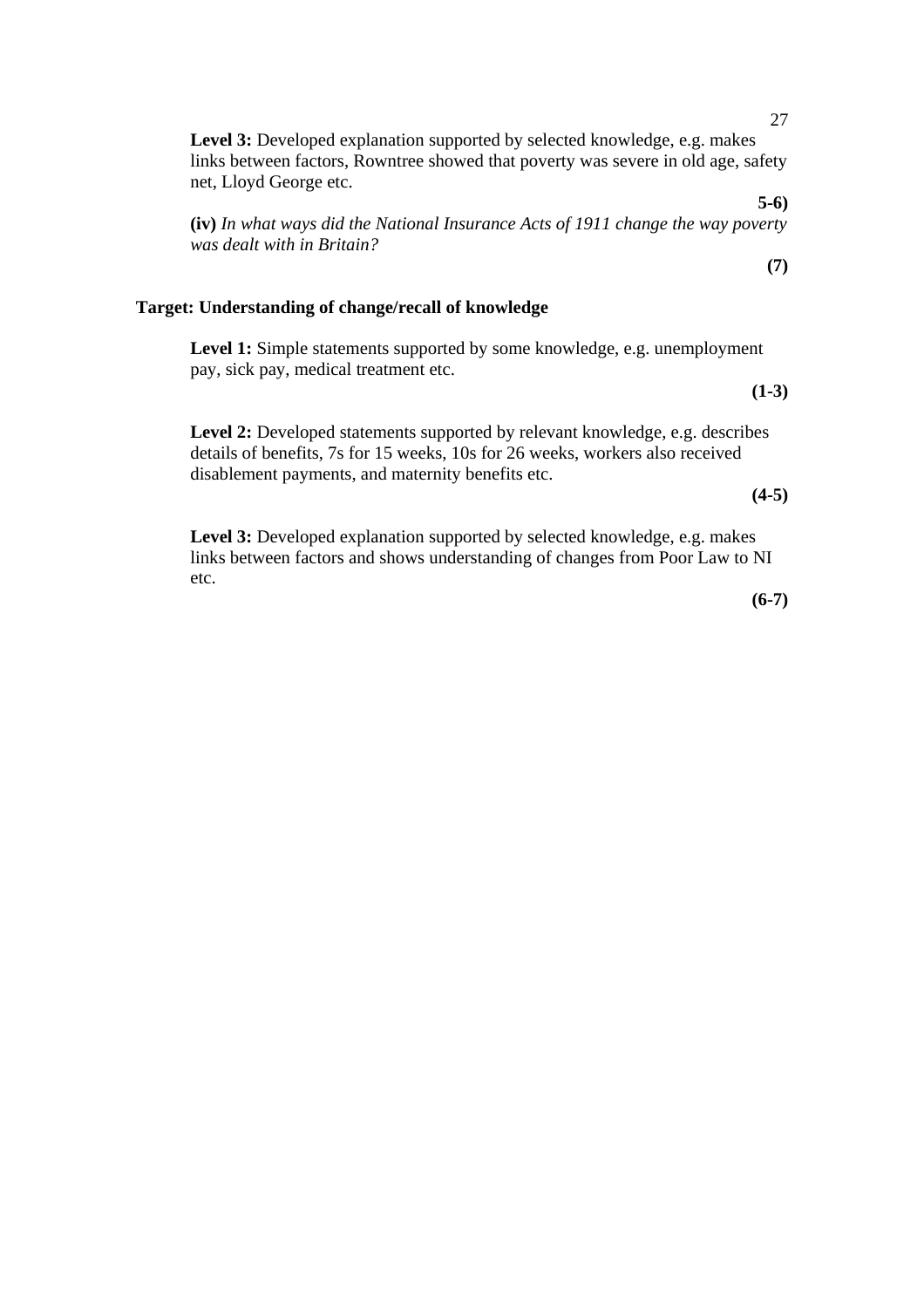**Level 3:** Developed explanation supported by selected knowledge, e.g. makes links between factors, Rowntree showed that poverty was severe in old age, safety net, Lloyd George etc.

**5-6)**

**(iv)** *In what ways did the National Insurance Acts of 1911 change the way poverty was dealt with in Britain?*

**(7)**

**Target: Understanding of change/recall of knowledge**

**Level 1:** Simple statements supported by some knowledge, e.g. unemployment pay, sick pay, medical treatment etc.

**(1-3)**

**Level 2:** Developed statements supported by relevant knowledge, e.g. describes details of benefits, 7s for 15 weeks, 10s for 26 weeks, workers also received disablement payments, and maternity benefits etc.

**(4-5)**

**Level 3:** Developed explanation supported by selected knowledge, e.g. makes links between factors and shows understanding of changes from Poor Law to NI etc.

**(6-7)**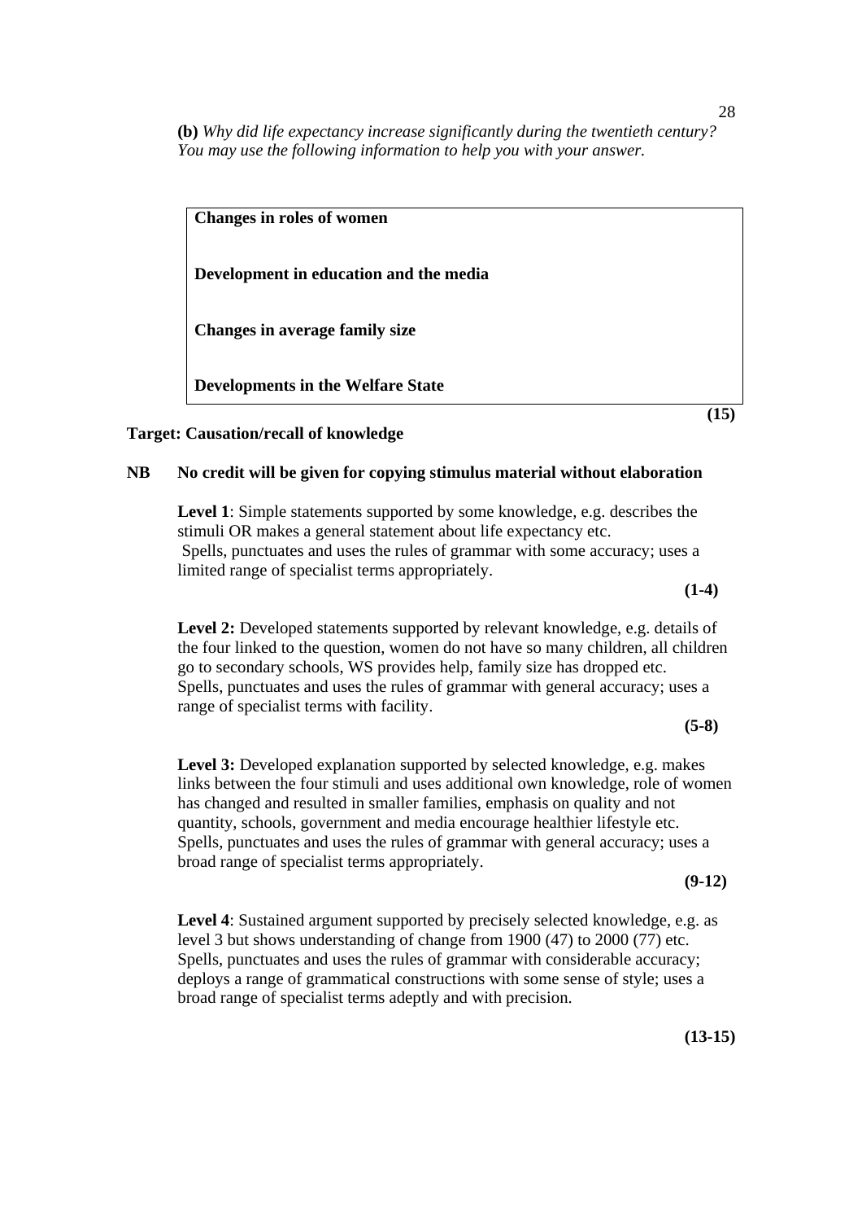**(b)** *Why did life expectancy increase significantly during the twentieth century? You may use the following information to help you with your answer.*

| **Changes in roles of women** |
|---|
| **Development in education and the media** |
| **Changes in average family size** |
| **Developments in the Welfare State** |

**(15)**

**Target: Causation/recall of knowledge**

**NB No credit will be given for copying stimulus material without elaboration**

**Level 1**: Simple statements supported by some knowledge, e.g. describes the stimuli OR makes a general statement about life expectancy etc.
Spells, punctuates and uses the rules of grammar with some accuracy; uses a limited range of specialist terms appropriately.

**(1-4)**

**Level 2:** Developed statements supported by relevant knowledge, e.g. details of the four linked to the question, women do not have so many children, all children go to secondary schools, WS provides help, family size has dropped etc.
Spells, punctuates and uses the rules of grammar with general accuracy; uses a range of specialist terms with facility.

**(5-8)**

**Level 3:** Developed explanation supported by selected knowledge, e.g. makes links between the four stimuli and uses additional own knowledge, role of women has changed and resulted in smaller families, emphasis on quality and not quantity, schools, government and media encourage healthier lifestyle etc.
Spells, punctuates and uses the rules of grammar with general accuracy; uses a broad range of specialist terms appropriately.

**(9-12)**

**Level 4**: Sustained argument supported by precisely selected knowledge, e.g. as level 3 but shows understanding of change from 1900 (47) to 2000 (77) etc.
Spells, punctuates and uses the rules of grammar with considerable accuracy; deploys a range of grammatical constructions with some sense of style; uses a broad range of specialist terms adeptly and with precision.

**(13-15)**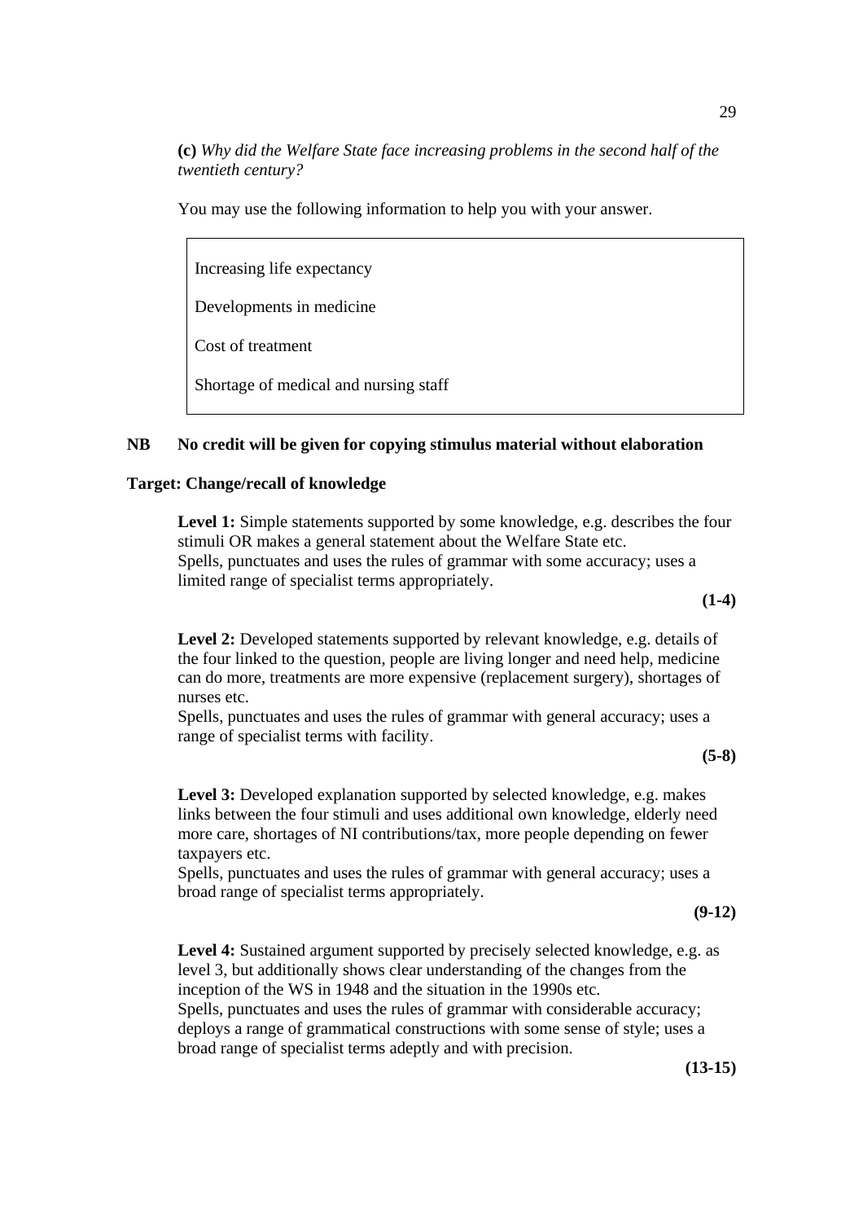**(c)** *Why did the Welfare State face increasing problems in the second half of the twentieth century?*

You may use the following information to help you with your answer.

> Increasing life expectancy
>
> Developments in medicine
>
> Cost of treatment
>
> Shortage of medical and nursing staff

**NB No credit will be given for copying stimulus material without elaboration**

**Target: Change/recall of knowledge**

**Level 1:** Simple statements supported by some knowledge, e.g. describes the four stimuli OR makes a general statement about the Welfare State etc.
Spells, punctuates and uses the rules of grammar with some accuracy; uses a limited range of specialist terms appropriately.

**(1-4)**

**Level 2:** Developed statements supported by relevant knowledge, e.g. details of the four linked to the question, people are living longer and need help, medicine can do more, treatments are more expensive (replacement surgery), shortages of nurses etc.
Spells, punctuates and uses the rules of grammar with general accuracy; uses a range of specialist terms with facility.

**(5-8)**

**Level 3:** Developed explanation supported by selected knowledge, e.g. makes links between the four stimuli and uses additional own knowledge, elderly need more care, shortages of NI contributions/tax, more people depending on fewer taxpayers etc.
Spells, punctuates and uses the rules of grammar with general accuracy; uses a broad range of specialist terms appropriately.

**(9-12)**

**Level 4:** Sustained argument supported by precisely selected knowledge, e.g. as level 3, but additionally shows clear understanding of the changes from the inception of the WS in 1948 and the situation in the 1990s etc.
Spells, punctuates and uses the rules of grammar with considerable accuracy; deploys a range of grammatical constructions with some sense of style; uses a broad range of specialist terms adeptly and with precision.

**(13-15)**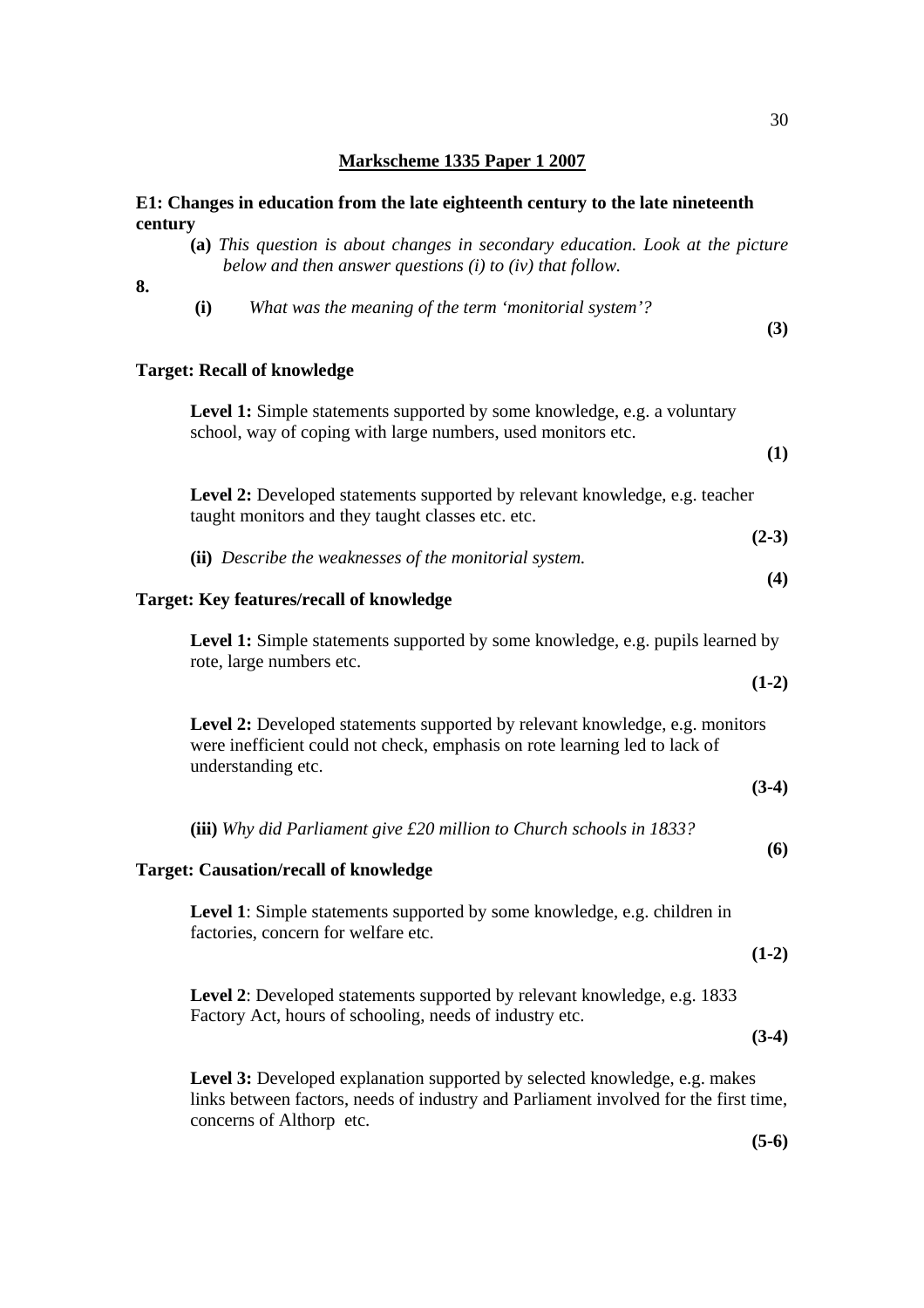## Markscheme 1335 Paper 1 2007

### E1: Changes in education from the late eighteenth century to the late nineteenth century

**8.**

**(a)** *This question is about changes in secondary education. Look at the picture below and then answer questions (i) to (iv) that follow.*

**(i)** *What was the meaning of the term 'monitorial system'?* **(3)**

**Target: Recall of knowledge**

**Level 1:** Simple statements supported by some knowledge, e.g. a voluntary school, way of coping with large numbers, used monitors etc. **(1)**

**Level 2:** Developed statements supported by relevant knowledge, e.g. teacher taught monitors and they taught classes etc. etc. **(2-3)**

**(ii)** *Describe the weaknesses of the monitorial system.* **(4)**

**Target: Key features/recall of knowledge**

**Level 1:** Simple statements supported by some knowledge, e.g. pupils learned by rote, large numbers etc. **(1-2)**

**Level 2:** Developed statements supported by relevant knowledge, e.g. monitors were inefficient could not check, emphasis on rote learning led to lack of understanding etc. **(3-4)**

**(iii)** *Why did Parliament give £20 million to Church schools in 1833?* **(6)**

**Target: Causation/recall of knowledge**

**Level 1**: Simple statements supported by some knowledge, e.g. children in factories, concern for welfare etc. **(1-2)**

**Level 2**: Developed statements supported by relevant knowledge, e.g. 1833 Factory Act, hours of schooling, needs of industry etc. **(3-4)**

**Level 3:** Developed explanation supported by selected knowledge, e.g. makes links between factors, needs of industry and Parliament involved for the first time, concerns of Althorp etc. **(5-6)**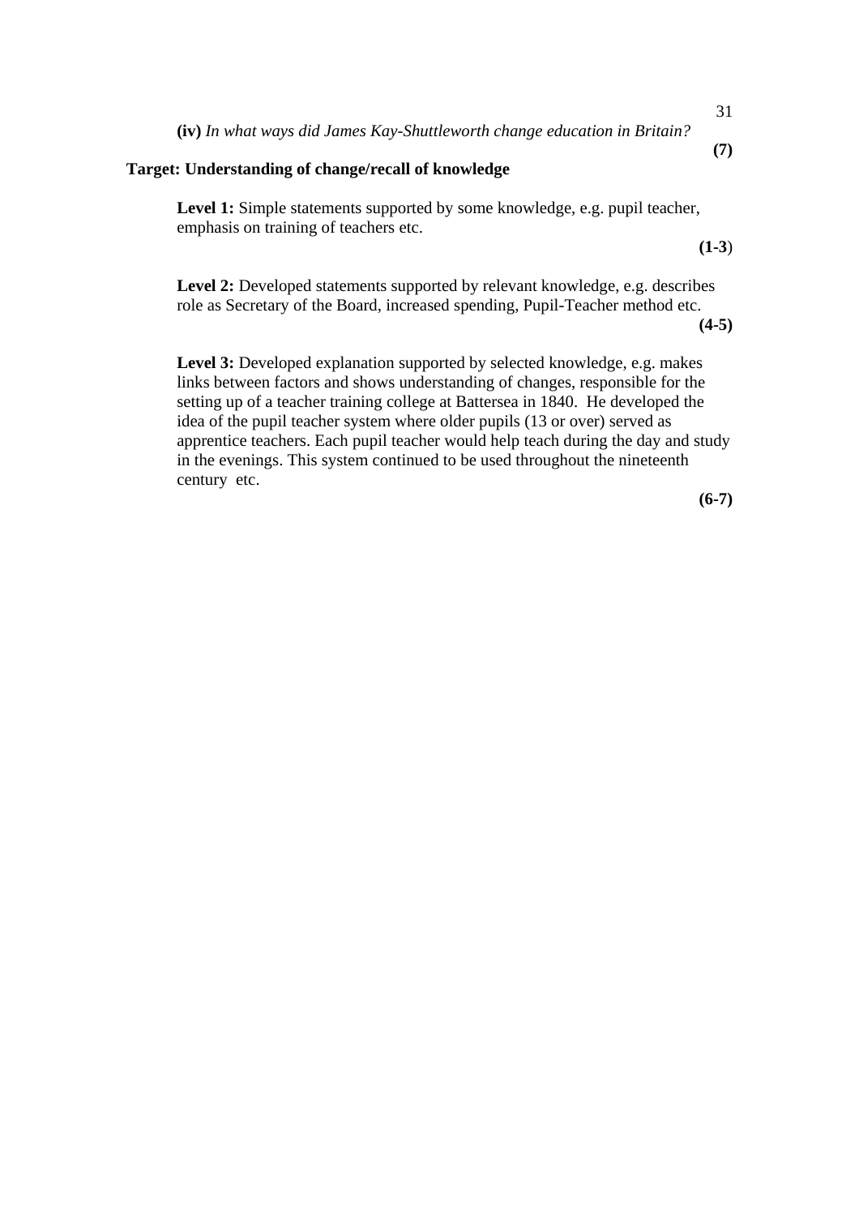**(iv)** *In what ways did James Kay-Shuttleworth change education in Britain?*

**(7)**

**Target: Understanding of change/recall of knowledge**

**Level 1:** Simple statements supported by some knowledge, e.g. pupil teacher, emphasis on training of teachers etc.

**(1-3**)

**Level 2:** Developed statements supported by relevant knowledge, e.g. describes role as Secretary of the Board, increased spending, Pupil-Teacher method etc.

**(4-5)**

**Level 3:** Developed explanation supported by selected knowledge, e.g. makes links between factors and shows understanding of changes, responsible for the setting up of a teacher training college at Battersea in 1840. He developed the idea of the pupil teacher system where older pupils (13 or over) served as apprentice teachers. Each pupil teacher would help teach during the day and study in the evenings. This system continued to be used throughout the nineteenth century etc.

**(6-7)**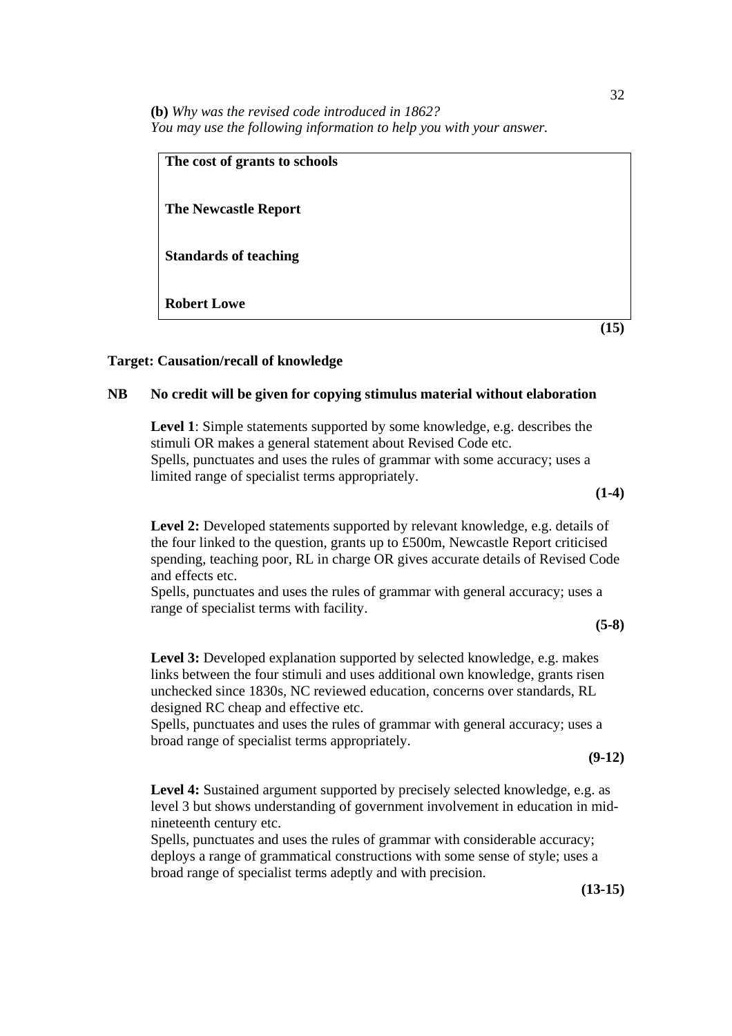**(b)** *Why was the revised code introduced in 1862?*
*You may use the following information to help you with your answer.*

| **The cost of grants to schools** |
|---|
| **The Newcastle Report** |
| **Standards of teaching** |
| **Robert Lowe** |

**(15)**

**Target: Causation/recall of knowledge**

**NB No credit will be given for copying stimulus material without elaboration**

**Level 1**: Simple statements supported by some knowledge, e.g. describes the stimuli OR makes a general statement about Revised Code etc.
Spells, punctuates and uses the rules of grammar with some accuracy; uses a limited range of specialist terms appropriately.

**(1-4)**

**Level 2:** Developed statements supported by relevant knowledge, e.g. details of the four linked to the question, grants up to £500m, Newcastle Report criticised spending, teaching poor, RL in charge OR gives accurate details of Revised Code and effects etc.
Spells, punctuates and uses the rules of grammar with general accuracy; uses a range of specialist terms with facility.

**(5-8)**

**Level 3:** Developed explanation supported by selected knowledge, e.g. makes links between the four stimuli and uses additional own knowledge, grants risen unchecked since 1830s, NC reviewed education, concerns over standards, RL designed RC cheap and effective etc.
Spells, punctuates and uses the rules of grammar with general accuracy; uses a broad range of specialist terms appropriately.

**(9-12)**

**Level 4:** Sustained argument supported by precisely selected knowledge, e.g. as level 3 but shows understanding of government involvement in education in mid-nineteenth century etc.
Spells, punctuates and uses the rules of grammar with considerable accuracy; deploys a range of grammatical constructions with some sense of style; uses a broad range of specialist terms adeptly and with precision.

**(13-15)**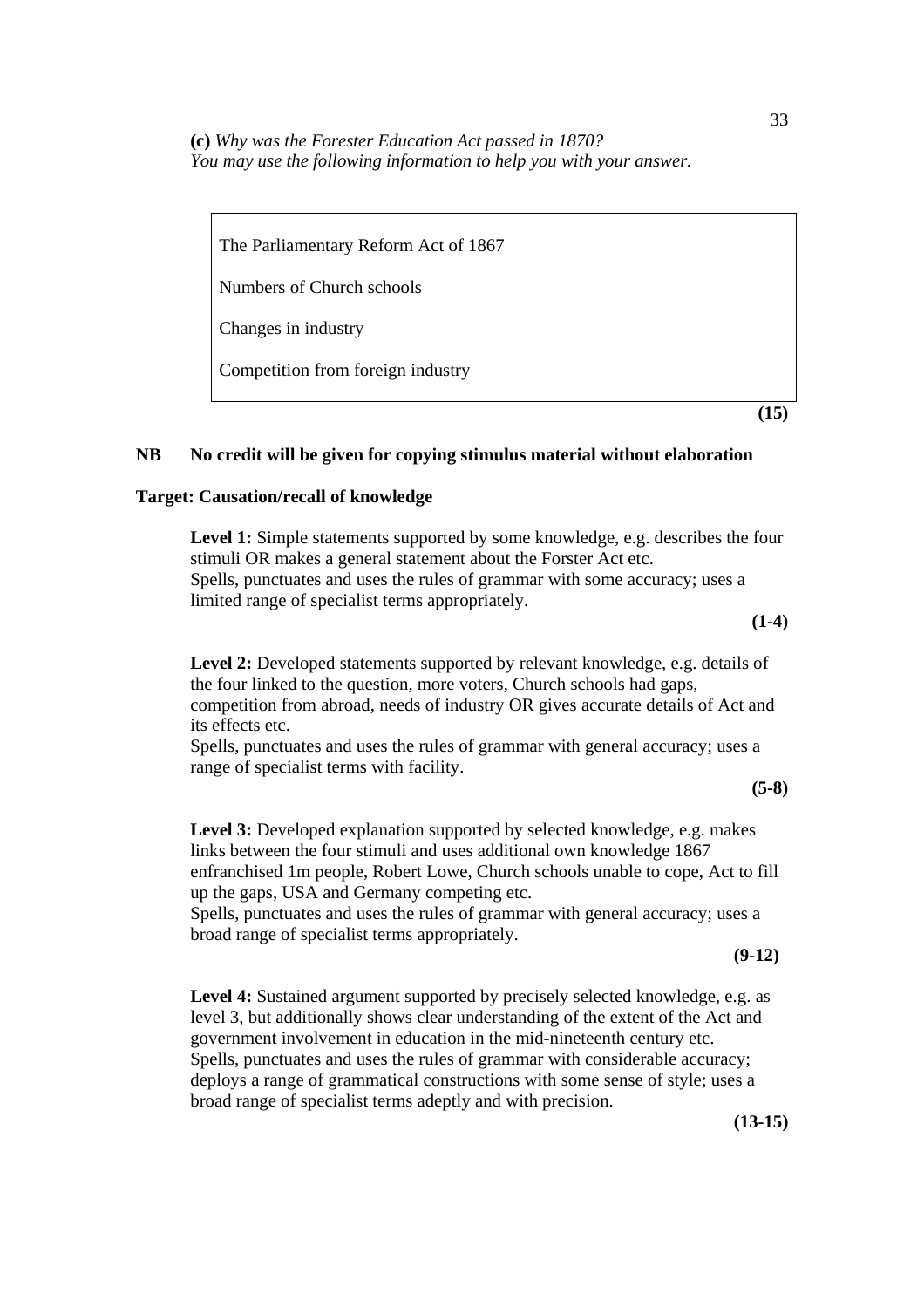**(c)** *Why was the Forester Education Act passed in 1870?*
*You may use the following information to help you with your answer.*

> The Parliamentary Reform Act of 1867
>
> Numbers of Church schools
>
> Changes in industry
>
> Competition from foreign industry

**(15)**

**NB No credit will be given for copying stimulus material without elaboration**

**Target: Causation/recall of knowledge**

**Level 1:** Simple statements supported by some knowledge, e.g. describes the four stimuli OR makes a general statement about the Forster Act etc.
Spells, punctuates and uses the rules of grammar with some accuracy; uses a limited range of specialist terms appropriately.

**(1-4)**

**Level 2:** Developed statements supported by relevant knowledge, e.g. details of the four linked to the question, more voters, Church schools had gaps, competition from abroad, needs of industry OR gives accurate details of Act and its effects etc.
Spells, punctuates and uses the rules of grammar with general accuracy; uses a range of specialist terms with facility.

**(5-8)**

**Level 3:** Developed explanation supported by selected knowledge, e.g. makes links between the four stimuli and uses additional own knowledge 1867 enfranchised 1m people, Robert Lowe, Church schools unable to cope, Act to fill up the gaps, USA and Germany competing etc.
Spells, punctuates and uses the rules of grammar with general accuracy; uses a broad range of specialist terms appropriately.

**(9-12)**

**Level 4:** Sustained argument supported by precisely selected knowledge, e.g. as level 3, but additionally shows clear understanding of the extent of the Act and government involvement in education in the mid-nineteenth century etc.
Spells, punctuates and uses the rules of grammar with considerable accuracy; deploys a range of grammatical constructions with some sense of style; uses a broad range of specialist terms adeptly and with precision.

**(13-15)**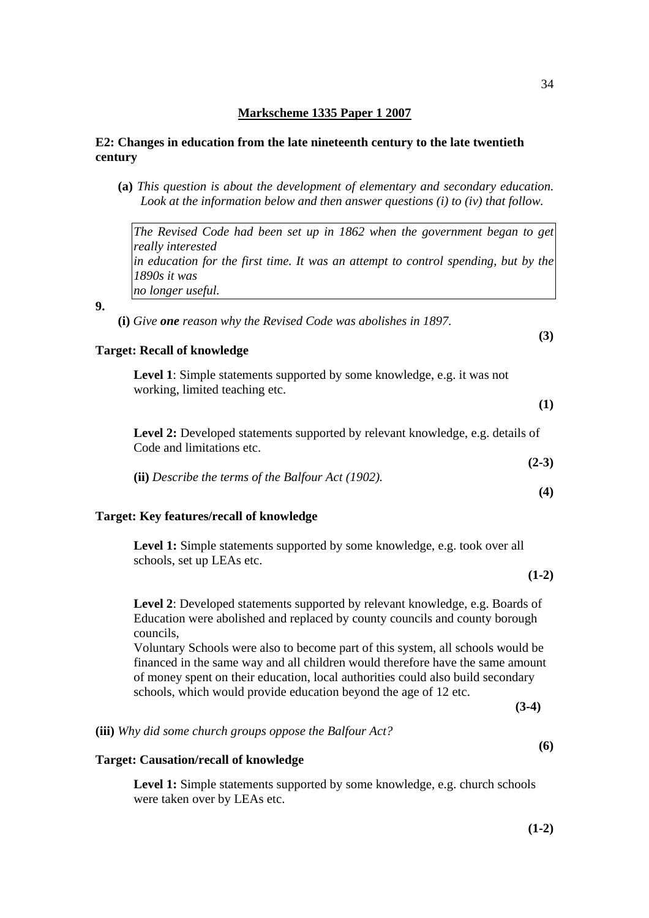## Markscheme 1335 Paper 1 2007

### E2: Changes in education from the late nineteenth century to the late twentieth century

**(a)** *This question is about the development of elementary and secondary education. Look at the information below and then answer questions (i) to (iv) that follow.*

> *The Revised Code had been set up in 1862 when the government began to get really interested*
> *in education for the first time. It was an attempt to control spending, but by the 1890s it was*
> *no longer useful.*

**9.**

**(i)** *Give **one** reason why the Revised Code was abolishes in 1897.* **(3)**

**Target: Recall of knowledge**

**Level 1**: Simple statements supported by some knowledge, e.g. it was not working, limited teaching etc. **(1)**

**Level 2:** Developed statements supported by relevant knowledge, e.g. details of Code and limitations etc. **(2-3)**

**(ii)** *Describe the terms of the Balfour Act (1902).* **(4)**

**Target: Key features/recall of knowledge**

**Level 1:** Simple statements supported by some knowledge, e.g. took over all schools, set up LEAs etc. **(1-2)**

**Level 2**: Developed statements supported by relevant knowledge, e.g. Boards of Education were abolished and replaced by county councils and county borough councils,
Voluntary Schools were also to become part of this system, all schools would be financed in the same way and all children would therefore have the same amount of money spent on their education, local authorities could also build secondary schools, which would provide education beyond the age of 12 etc. **(3-4)**

**(iii)** *Why did some church groups oppose the Balfour Act?* **(6)**

**Target: Causation/recall of knowledge**

**Level 1:** Simple statements supported by some knowledge, e.g. church schools were taken over by LEAs etc. **(1-2)**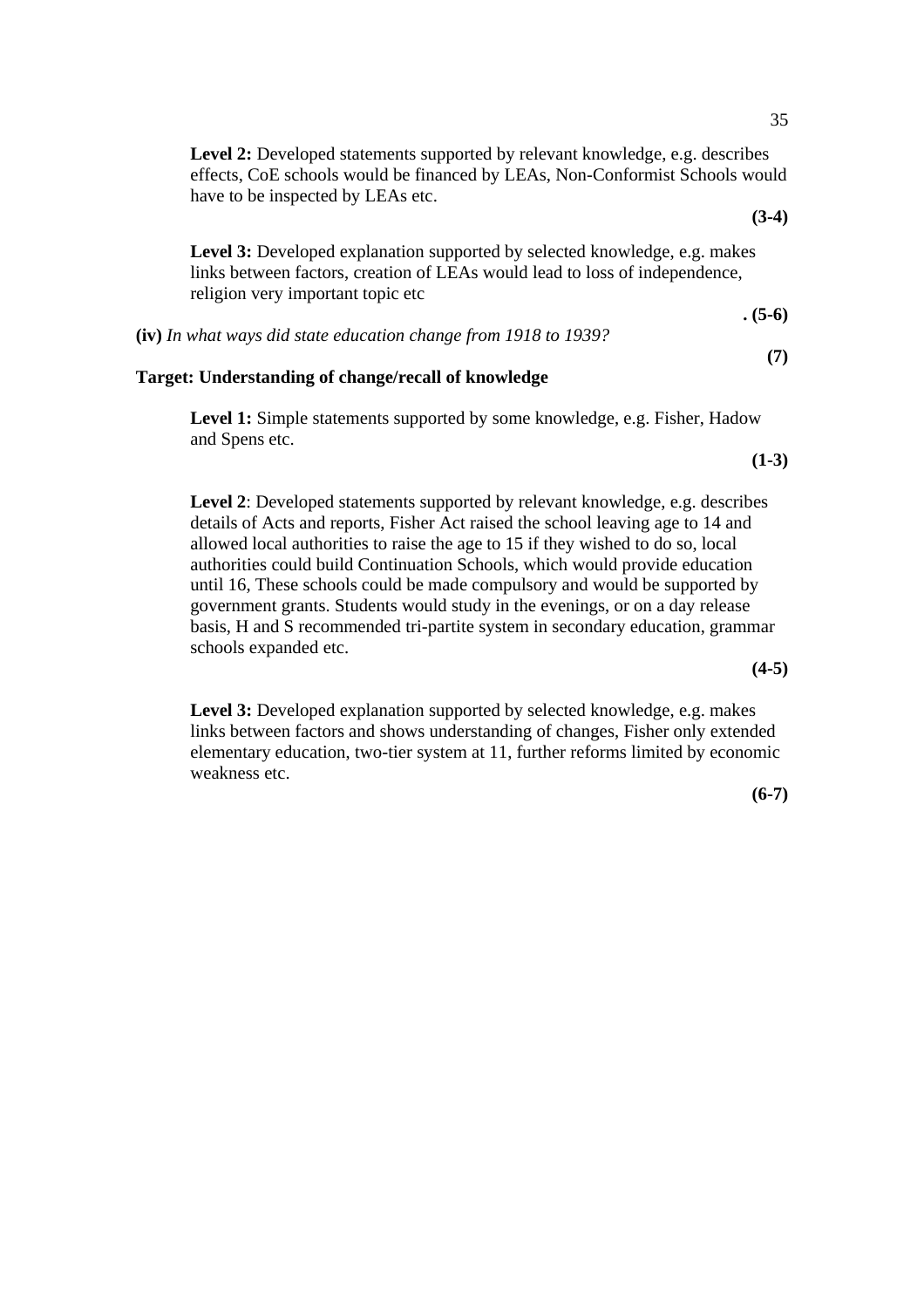**Level 2:** Developed statements supported by relevant knowledge, e.g. describes effects, CoE schools would be financed by LEAs, Non-Conformist Schools would have to be inspected by LEAs etc.

**(3-4)**

**Level 3:** Developed explanation supported by selected knowledge, e.g. makes links between factors, creation of LEAs would lead to loss of independence, religion very important topic etc

**. (5-6)**

**(iv)** *In what ways did state education change from 1918 to 1939?*

**(7)**

**Target: Understanding of change/recall of knowledge**

**Level 1:** Simple statements supported by some knowledge, e.g. Fisher, Hadow and Spens etc.

**(1-3)**

**Level 2**: Developed statements supported by relevant knowledge, e.g. describes details of Acts and reports, Fisher Act raised the school leaving age to 14 and allowed local authorities to raise the age to 15 if they wished to do so, local authorities could build Continuation Schools, which would provide education until 16, These schools could be made compulsory and would be supported by government grants. Students would study in the evenings, or on a day release basis, H and S recommended tri-partite system in secondary education, grammar schools expanded etc.

**(4-5)**

**Level 3:** Developed explanation supported by selected knowledge, e.g. makes links between factors and shows understanding of changes, Fisher only extended elementary education, two-tier system at 11, further reforms limited by economic weakness etc.

**(6-7)**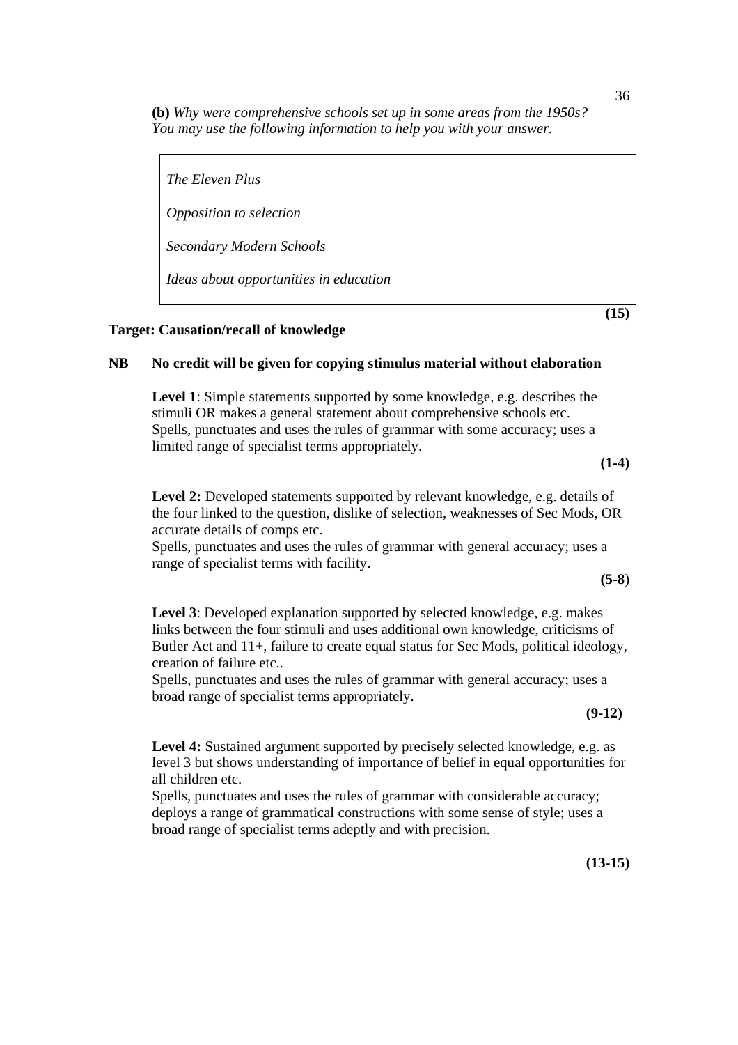**(b)** *Why were comprehensive schools set up in some areas from the 1950s? You may use the following information to help you with your answer.*

> *The Eleven Plus*
>
> *Opposition to selection*
>
> *Secondary Modern Schools*
>
> *Ideas about opportunities in education*

**(15)**

**Target: Causation/recall of knowledge**

**NB No credit will be given for copying stimulus material without elaboration**

**Level 1**: Simple statements supported by some knowledge, e.g. describes the stimuli OR makes a general statement about comprehensive schools etc. Spells, punctuates and uses the rules of grammar with some accuracy; uses a limited range of specialist terms appropriately.

**(1-4)**

**Level 2:** Developed statements supported by relevant knowledge, e.g. details of the four linked to the question, dislike of selection, weaknesses of Sec Mods, OR accurate details of comps etc.
Spells, punctuates and uses the rules of grammar with general accuracy; uses a range of specialist terms with facility.

**(5-8)**

**Level 3**: Developed explanation supported by selected knowledge, e.g. makes links between the four stimuli and uses additional own knowledge, criticisms of Butler Act and 11+, failure to create equal status for Sec Mods, political ideology, creation of failure etc..
Spells, punctuates and uses the rules of grammar with general accuracy; uses a broad range of specialist terms appropriately.

**(9-12)**

**Level 4:** Sustained argument supported by precisely selected knowledge, e.g. as level 3 but shows understanding of importance of belief in equal opportunities for all children etc.
Spells, punctuates and uses the rules of grammar with considerable accuracy; deploys a range of grammatical constructions with some sense of style; uses a broad range of specialist terms adeptly and with precision.

**(13-15)**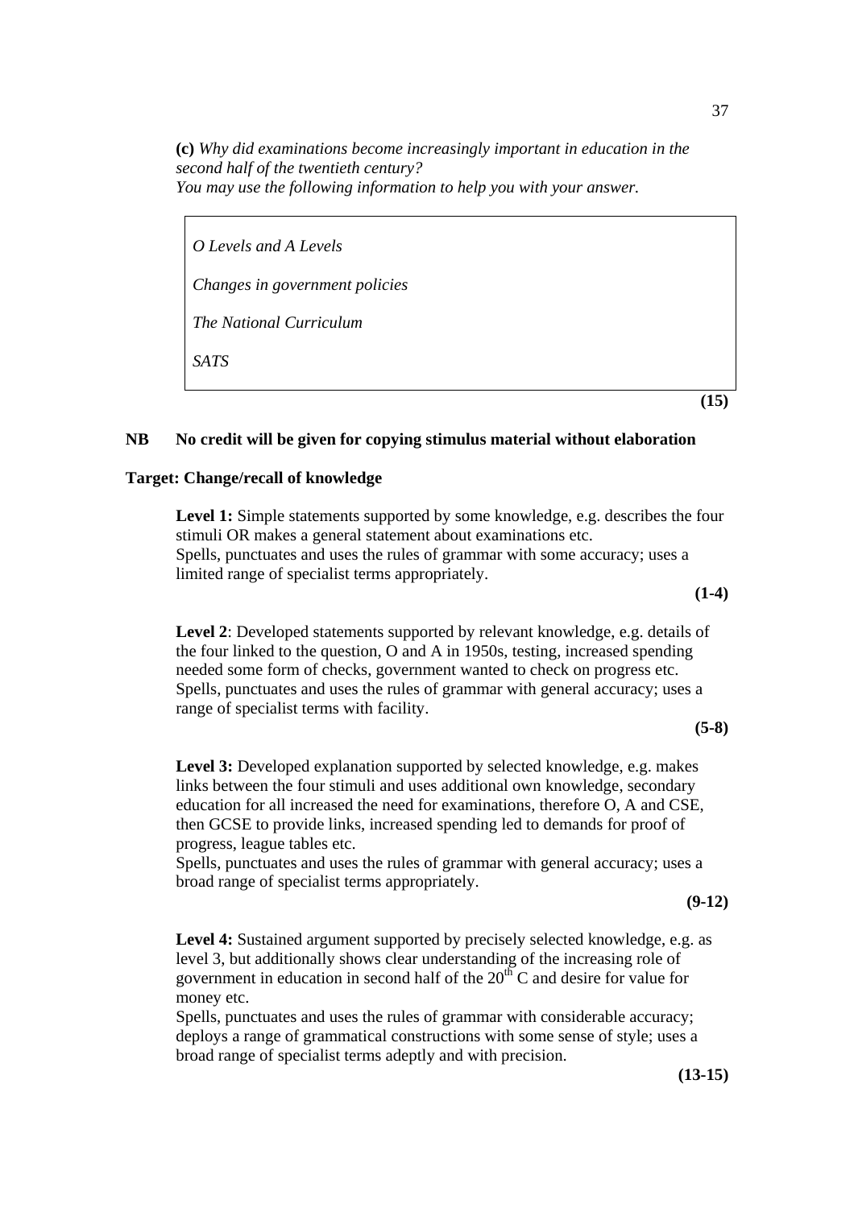**(c)** *Why did examinations become increasingly important in education in the second half of the twentieth century?*
*You may use the following information to help you with your answer.*

> *O Levels and A Levels*
>
> *Changes in government policies*
>
> *The National Curriculum*
>
> *SATS*

**(15)**

**NB No credit will be given for copying stimulus material without elaboration**

**Target: Change/recall of knowledge**

**Level 1:** Simple statements supported by some knowledge, e.g. describes the four stimuli OR makes a general statement about examinations etc.
Spells, punctuates and uses the rules of grammar with some accuracy; uses a limited range of specialist terms appropriately.

**(1-4)**

**Level 2**: Developed statements supported by relevant knowledge, e.g. details of the four linked to the question, O and A in 1950s, testing, increased spending needed some form of checks, government wanted to check on progress etc.
Spells, punctuates and uses the rules of grammar with general accuracy; uses a range of specialist terms with facility.

**(5-8)**

**Level 3:** Developed explanation supported by selected knowledge, e.g. makes links between the four stimuli and uses additional own knowledge, secondary education for all increased the need for examinations, therefore O, A and CSE, then GCSE to provide links, increased spending led to demands for proof of progress, league tables etc.
Spells, punctuates and uses the rules of grammar with general accuracy; uses a broad range of specialist terms appropriately.

**(9-12)**

**Level 4:** Sustained argument supported by precisely selected knowledge, e.g. as level 3, but additionally shows clear understanding of the increasing role of government in education in second half of the 20th C and desire for value for money etc.
Spells, punctuates and uses the rules of grammar with considerable accuracy; deploys a range of grammatical constructions with some sense of style; uses a broad range of specialist terms adeptly and with precision.

**(13-15)**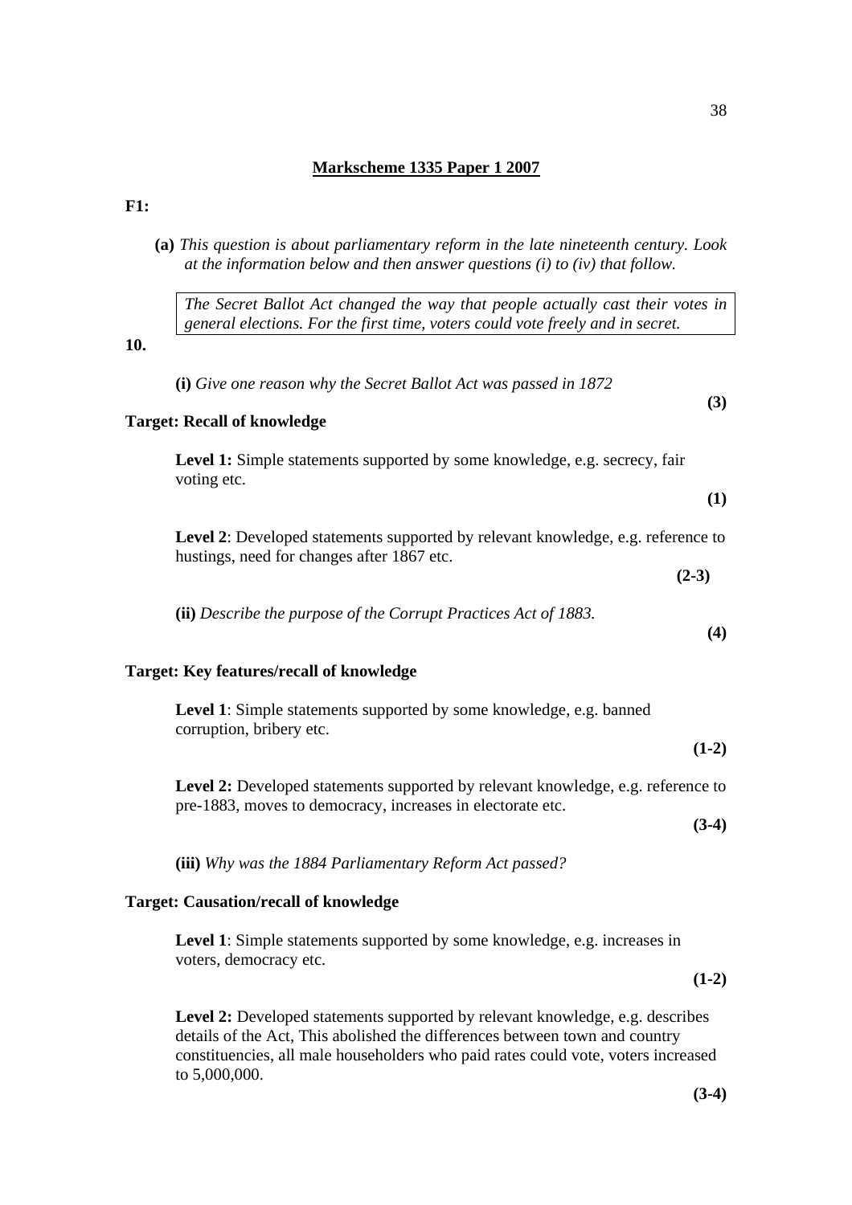## Markscheme 1335 Paper 1 2007

**F1:**

**10.**

**(a)** *This question is about parliamentary reform in the late nineteenth century. Look at the information below and then answer questions (i) to (iv) that follow.*

> *The Secret Ballot Act changed the way that people actually cast their votes in general elections. For the first time, voters could vote freely and in secret.*

**(i)** *Give one reason why the Secret Ballot Act was passed in 1872* **(3)**

**Target: Recall of knowledge**

**Level 1:** Simple statements supported by some knowledge, e.g. secrecy, fair voting etc. **(1)**

**Level 2**: Developed statements supported by relevant knowledge, e.g. reference to hustings, need for changes after 1867 etc. **(2-3)**

**(ii)** *Describe the purpose of the Corrupt Practices Act of 1883.* **(4)**

**Target: Key features/recall of knowledge**

**Level 1**: Simple statements supported by some knowledge, e.g. banned corruption, bribery etc. **(1-2)**

**Level 2:** Developed statements supported by relevant knowledge, e.g. reference to pre-1883, moves to democracy, increases in electorate etc. **(3-4)**

**(iii)** *Why was the 1884 Parliamentary Reform Act passed?*

**Target: Causation/recall of knowledge**

**Level 1**: Simple statements supported by some knowledge, e.g. increases in voters, democracy etc. **(1-2)**

**Level 2:** Developed statements supported by relevant knowledge, e.g. describes details of the Act, This abolished the differences between town and country constituencies, all male householders who paid rates could vote, voters increased to 5,000,000. **(3-4)**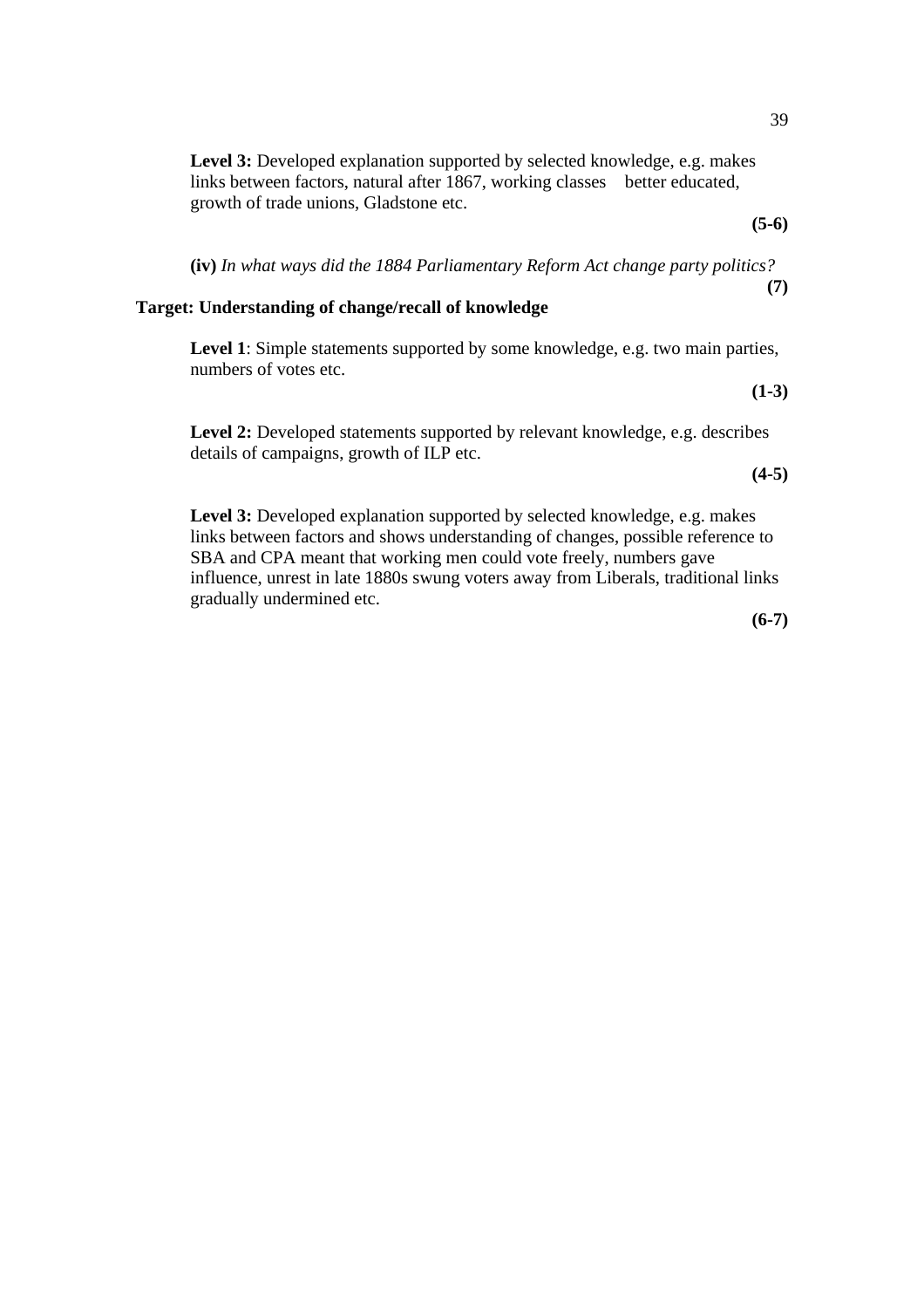**Level 3:** Developed explanation supported by selected knowledge, e.g. makes links between factors, natural after 1867, working classes better educated, growth of trade unions, Gladstone etc.

**(5-6)**

**(iv)** *In what ways did the 1884 Parliamentary Reform Act change party politics?*

**(7)**

**Target: Understanding of change/recall of knowledge**

**Level 1**: Simple statements supported by some knowledge, e.g. two main parties, numbers of votes etc.

**(1-3)**

**Level 2:** Developed statements supported by relevant knowledge, e.g. describes details of campaigns, growth of ILP etc.

**(4-5)**

**Level 3:** Developed explanation supported by selected knowledge, e.g. makes links between factors and shows understanding of changes, possible reference to SBA and CPA meant that working men could vote freely, numbers gave influence, unrest in late 1880s swung voters away from Liberals, traditional links gradually undermined etc.

**(6-7)**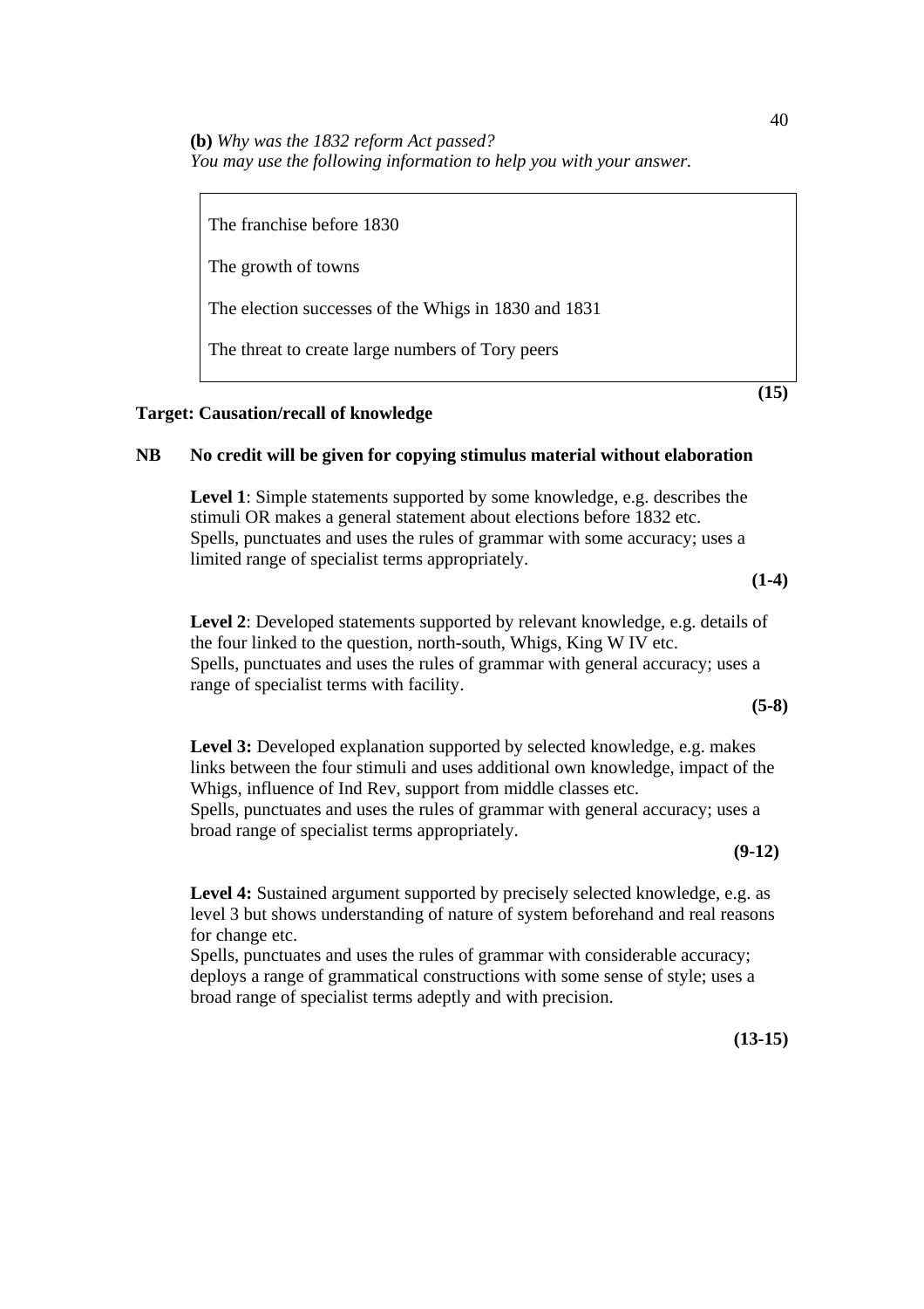**(b)** *Why was the 1832 reform Act passed?*
*You may use the following information to help you with your answer.*

> The franchise before 1830
>
> The growth of towns
>
> The election successes of the Whigs in 1830 and 1831
>
> The threat to create large numbers of Tory peers

**(15)**

**Target: Causation/recall of knowledge**

**NB No credit will be given for copying stimulus material without elaboration**

**Level 1**: Simple statements supported by some knowledge, e.g. describes the stimuli OR makes a general statement about elections before 1832 etc.
Spells, punctuates and uses the rules of grammar with some accuracy; uses a limited range of specialist terms appropriately.

**(1-4)**

**Level 2**: Developed statements supported by relevant knowledge, e.g. details of the four linked to the question, north-south, Whigs, King W IV etc.
Spells, punctuates and uses the rules of grammar with general accuracy; uses a range of specialist terms with facility.

**(5-8)**

**Level 3:** Developed explanation supported by selected knowledge, e.g. makes links between the four stimuli and uses additional own knowledge, impact of the Whigs, influence of Ind Rev, support from middle classes etc.
Spells, punctuates and uses the rules of grammar with general accuracy; uses a broad range of specialist terms appropriately.

**(9-12)**

**Level 4:** Sustained argument supported by precisely selected knowledge, e.g. as level 3 but shows understanding of nature of system beforehand and real reasons for change etc.
Spells, punctuates and uses the rules of grammar with considerable accuracy; deploys a range of grammatical constructions with some sense of style; uses a broad range of specialist terms adeptly and with precision.

**(13-15)**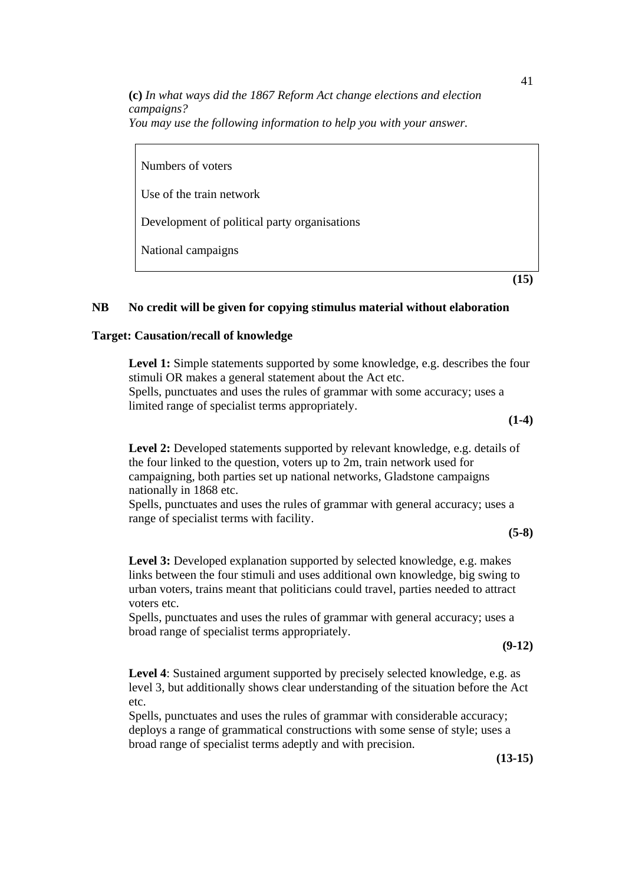**(c)** *In what ways did the 1867 Reform Act change elections and election campaigns?*
*You may use the following information to help you with your answer.*

> Numbers of voters
>
> Use of the train network
>
> Development of political party organisations
>
> National campaigns

**(15)**

**NB No credit will be given for copying stimulus material without elaboration**

**Target: Causation/recall of knowledge**

**Level 1:** Simple statements supported by some knowledge, e.g. describes the four stimuli OR makes a general statement about the Act etc.
Spells, punctuates and uses the rules of grammar with some accuracy; uses a limited range of specialist terms appropriately.

**(1-4)**

**Level 2:** Developed statements supported by relevant knowledge, e.g. details of the four linked to the question, voters up to 2m, train network used for campaigning, both parties set up national networks, Gladstone campaigns nationally in 1868 etc.
Spells, punctuates and uses the rules of grammar with general accuracy; uses a range of specialist terms with facility.

**(5-8)**

**Level 3:** Developed explanation supported by selected knowledge, e.g. makes links between the four stimuli and uses additional own knowledge, big swing to urban voters, trains meant that politicians could travel, parties needed to attract voters etc.
Spells, punctuates and uses the rules of grammar with general accuracy; uses a broad range of specialist terms appropriately.

**(9-12)**

**Level 4**: Sustained argument supported by precisely selected knowledge, e.g. as level 3, but additionally shows clear understanding of the situation before the Act etc.
Spells, punctuates and uses the rules of grammar with considerable accuracy; deploys a range of grammatical constructions with some sense of style; uses a broad range of specialist terms adeptly and with precision.

**(13-15)**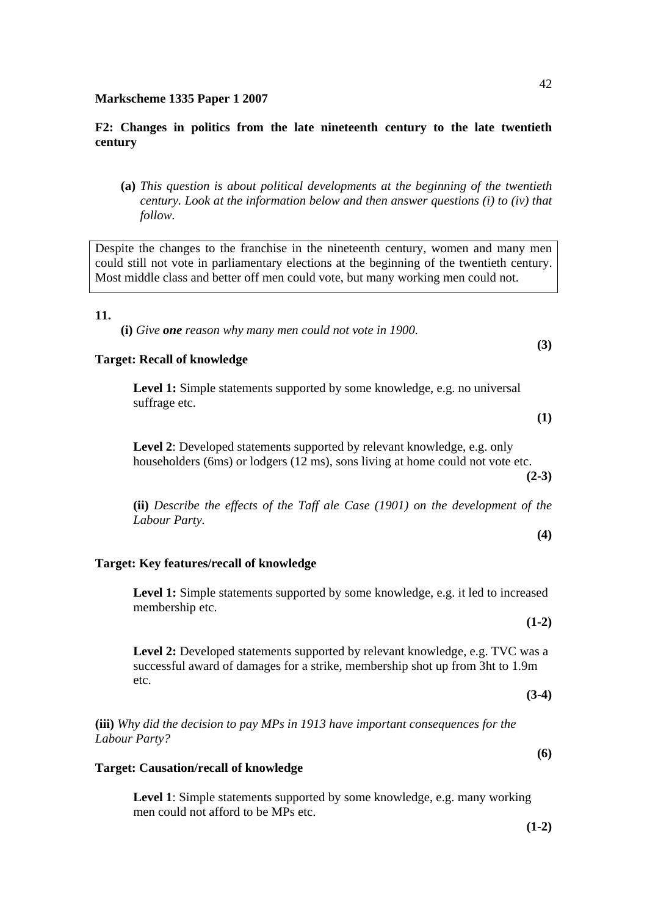**Markscheme 1335 Paper 1 2007**

**F2: Changes in politics from the late nineteenth century to the late twentieth century**

**(a)** *This question is about political developments at the beginning of the twentieth century. Look at the information below and then answer questions (i) to (iv) that follow.*

> Despite the changes to the franchise in the nineteenth century, women and many men could still not vote in parliamentary elections at the beginning of the twentieth century. Most middle class and better off men could vote, but many working men could not.

**11.**

**(i)** *Give **one** reason why many men could not vote in 1900.* **(3)**

**Target: Recall of knowledge**

**Level 1:** Simple statements supported by some knowledge, e.g. no universal suffrage etc. **(1)**

**Level 2**: Developed statements supported by relevant knowledge, e.g. only householders (6ms) or lodgers (12 ms), sons living at home could not vote etc. **(2-3)**

**(ii)** *Describe the effects of the Taff ale Case (1901) on the development of the Labour Party.* **(4)**

**Target: Key features/recall of knowledge**

**Level 1:** Simple statements supported by some knowledge, e.g. it led to increased membership etc. **(1-2)**

**Level 2:** Developed statements supported by relevant knowledge, e.g. TVC was a successful award of damages for a strike, membership shot up from 3ht to 1.9m etc. **(3-4)**

**(iii)** *Why did the decision to pay MPs in 1913 have important consequences for the Labour Party?* **(6)**

**Target: Causation/recall of knowledge**

**Level 1**: Simple statements supported by some knowledge, e.g. many working men could not afford to be MPs etc. **(1-2)**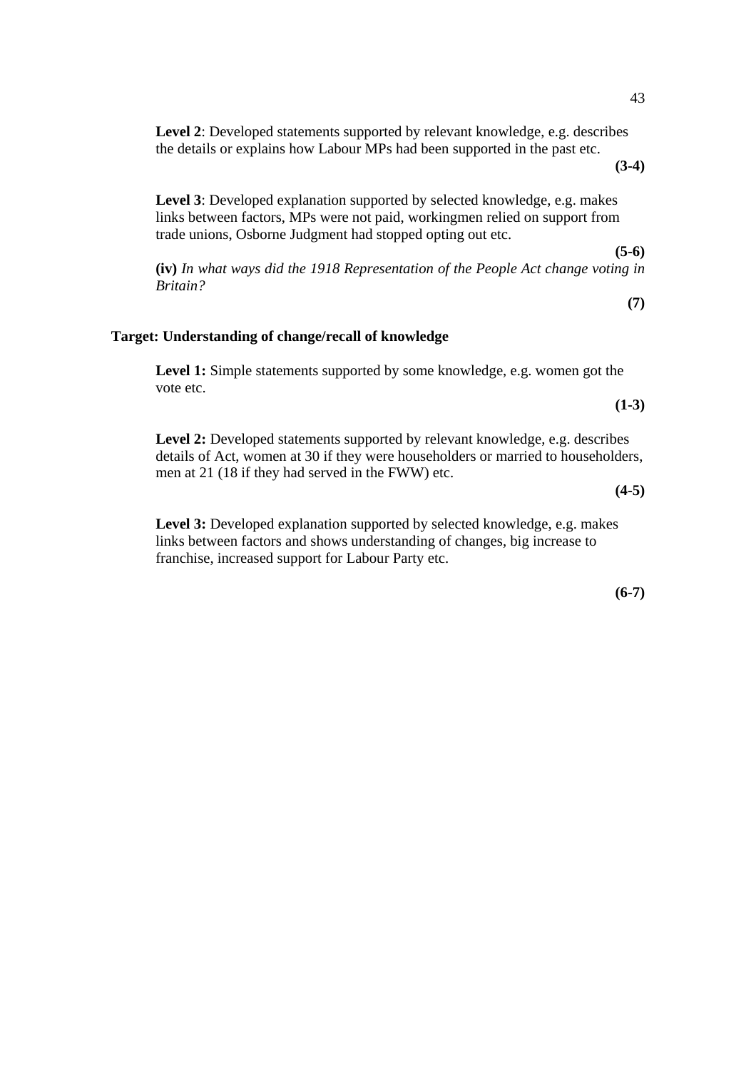**Level 2**: Developed statements supported by relevant knowledge, e.g. describes the details or explains how Labour MPs had been supported in the past etc.

**(3-4)**

**Level 3**: Developed explanation supported by selected knowledge, e.g. makes links between factors, MPs were not paid, workingmen relied on support from trade unions, Osborne Judgment had stopped opting out etc.

**(5-6)**

**(iv)** *In what ways did the 1918 Representation of the People Act change voting in Britain?*

**(7)**

**Target: Understanding of change/recall of knowledge**

**Level 1:** Simple statements supported by some knowledge, e.g. women got the vote etc.

**(1-3)**

**Level 2:** Developed statements supported by relevant knowledge, e.g. describes details of Act, women at 30 if they were householders or married to householders, men at 21 (18 if they had served in the FWW) etc.

**(4-5)**

**Level 3:** Developed explanation supported by selected knowledge, e.g. makes links between factors and shows understanding of changes, big increase to franchise, increased support for Labour Party etc.

**(6-7)**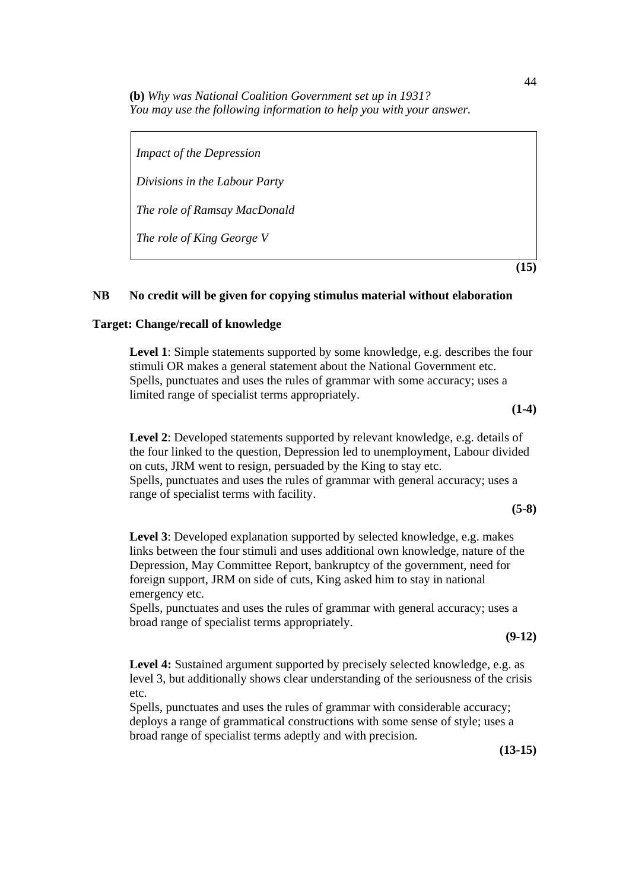**(b)** *Why was National Coalition Government set up in 1931?*
*You may use the following information to help you with your answer.*

> *Impact of the Depression*
>
> *Divisions in the Labour Party*
>
> *The role of Ramsay MacDonald*
>
> *The role of King George V*

**(15)**

**NB No credit will be given for copying stimulus material without elaboration**

**Target: Change/recall of knowledge**

**Level 1**: Simple statements supported by some knowledge, e.g. describes the four stimuli OR makes a general statement about the National Government etc.
Spells, punctuates and uses the rules of grammar with some accuracy; uses a limited range of specialist terms appropriately.

**(1-4)**

**Level 2**: Developed statements supported by relevant knowledge, e.g. details of the four linked to the question, Depression led to unemployment, Labour divided on cuts, JRM went to resign, persuaded by the King to stay etc.
Spells, punctuates and uses the rules of grammar with general accuracy; uses a range of specialist terms with facility.

**(5-8)**

**Level 3**: Developed explanation supported by selected knowledge, e.g. makes links between the four stimuli and uses additional own knowledge, nature of the Depression, May Committee Report, bankruptcy of the government, need for foreign support, JRM on side of cuts, King asked him to stay in national emergency etc.
Spells, punctuates and uses the rules of grammar with general accuracy; uses a broad range of specialist terms appropriately.

**(9-12)**

**Level 4:** Sustained argument supported by precisely selected knowledge, e.g. as level 3, but additionally shows clear understanding of the seriousness of the crisis etc.
Spells, punctuates and uses the rules of grammar with considerable accuracy; deploys a range of grammatical constructions with some sense of style; uses a broad range of specialist terms adeptly and with precision.

**(13-15)**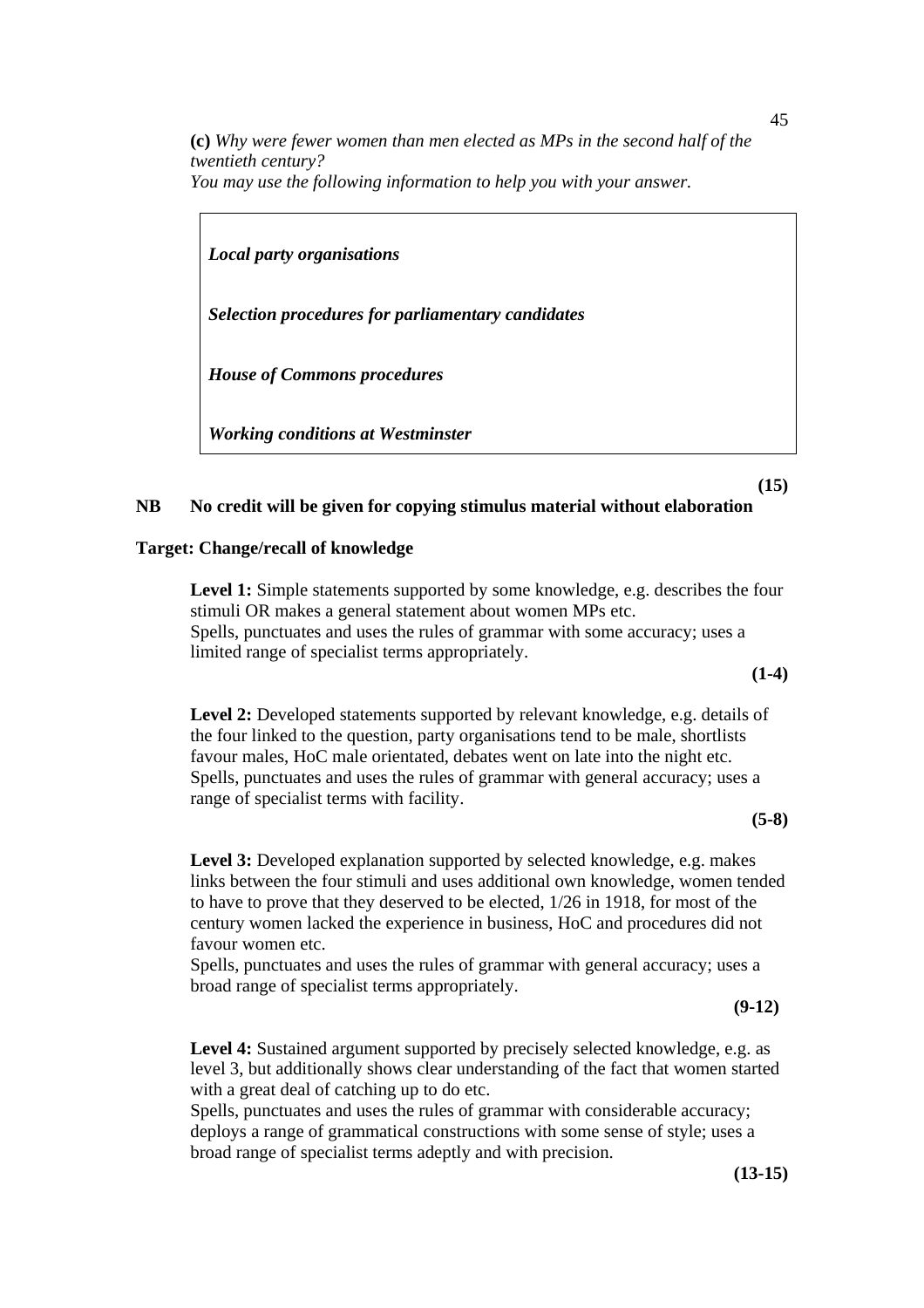**(c)** *Why were fewer women than men elected as MPs in the second half of the twentieth century?*
*You may use the following information to help you with your answer.*

> ***Local party organisations***
>
> ***Selection procedures for parliamentary candidates***
>
> ***House of Commons procedures***
>
> ***Working conditions at Westminster***

**(15)**

**NB No credit will be given for copying stimulus material without elaboration**

**Target: Change/recall of knowledge**

**Level 1:** Simple statements supported by some knowledge, e.g. describes the four stimuli OR makes a general statement about women MPs etc.
Spells, punctuates and uses the rules of grammar with some accuracy; uses a limited range of specialist terms appropriately.

**(1-4)**

**Level 2:** Developed statements supported by relevant knowledge, e.g. details of the four linked to the question, party organisations tend to be male, shortlists favour males, HoC male orientated, debates went on late into the night etc.
Spells, punctuates and uses the rules of grammar with general accuracy; uses a range of specialist terms with facility.

**(5-8)**

**Level 3:** Developed explanation supported by selected knowledge, e.g. makes links between the four stimuli and uses additional own knowledge, women tended to have to prove that they deserved to be elected, 1/26 in 1918, for most of the century women lacked the experience in business, HoC and procedures did not favour women etc.
Spells, punctuates and uses the rules of grammar with general accuracy; uses a broad range of specialist terms appropriately.

**(9-12)**

**Level 4:** Sustained argument supported by precisely selected knowledge, e.g. as level 3, but additionally shows clear understanding of the fact that women started with a great deal of catching up to do etc.
Spells, punctuates and uses the rules of grammar with considerable accuracy; deploys a range of grammatical constructions with some sense of style; uses a broad range of specialist terms adeptly and with precision.

**(13-15)**